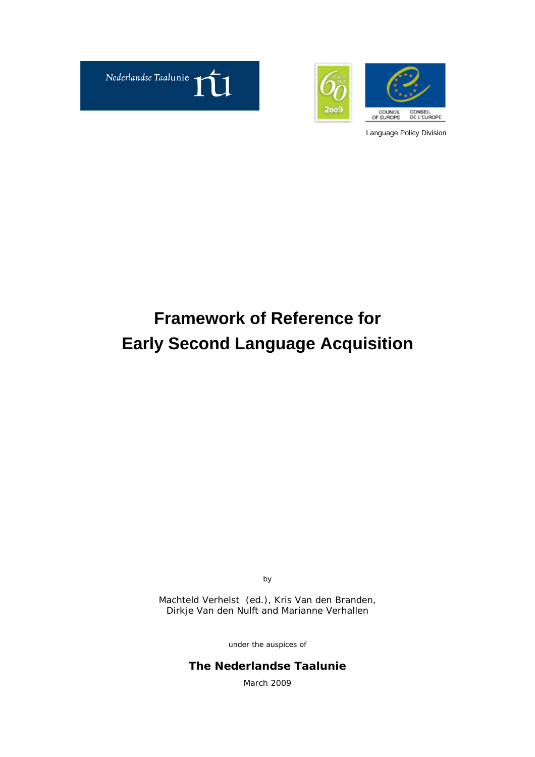Nederlandse Taalunie

COUNCIL OF EUROPE CONSEIL DE L'EUROPE

Language Policy Division

# Framework of Reference for Early Second Language Acquisition

by

Machteld Verhelst (ed.), Kris Van den Branden, Dirkje Van den Nulft and Marianne Verhallen

under the auspices of

**The Nederlandse Taalunie**

March 2009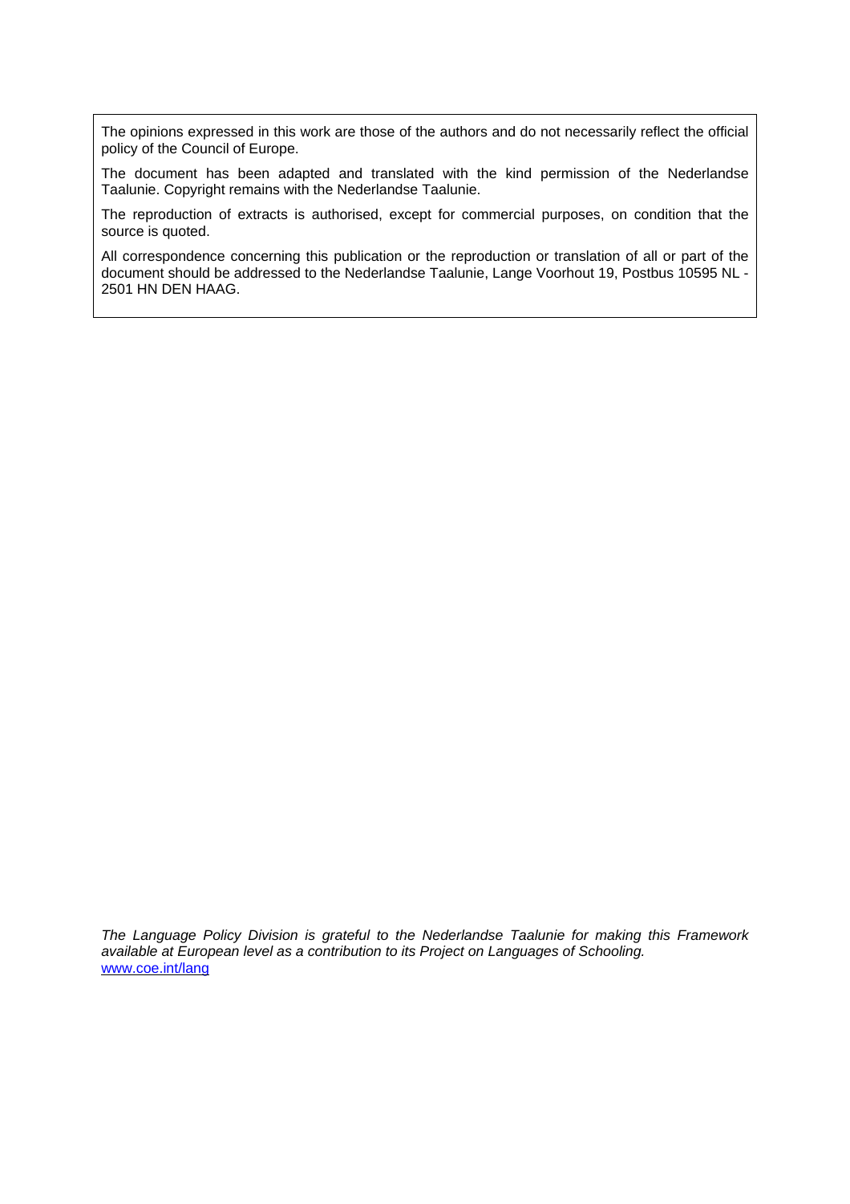The opinions expressed in this work are those of the authors and do not necessarily reflect the official policy of the Council of Europe.

The document has been adapted and translated with the kind permission of the Nederlandse Taalunie. Copyright remains with the Nederlandse Taalunie.

The reproduction of extracts is authorised, except for commercial purposes, on condition that the source is quoted.

All correspondence concerning this publication or the reproduction or translation of all or part of the document should be addressed to the Nederlandse Taalunie, Lange Voorhout 19, Postbus 10595 NL - 2501 HN DEN HAAG.

*The Language Policy Division is grateful to the Nederlandse Taalunie for making this Framework available at European level as a contribution to its Project on Languages of Schooling.*
[www.coe.int/lang](http://www.coe.int/lang)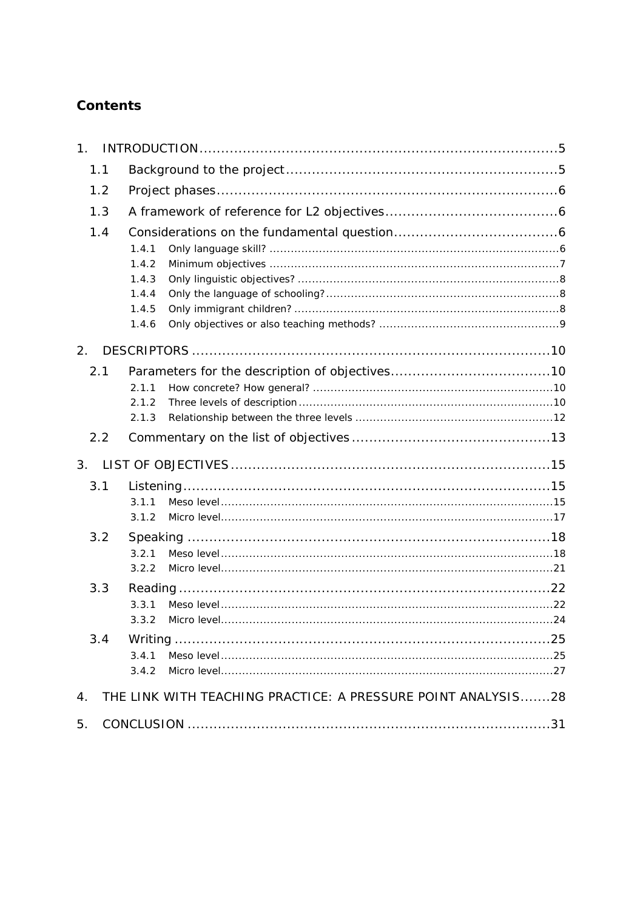# Contents

1. INTRODUCTION ..... 5
   - 1.1 Background to the project ..... 5
   - 1.2 Project phases ..... 6
   - 1.3 A framework of reference for L2 objectives ..... 6
   - 1.4 Considerations on the fundamental question ..... 6
     - 1.4.1 Only language skill? ..... 6
     - 1.4.2 Minimum objectives ..... 7
     - 1.4.3 Only linguistic objectives? ..... 8
     - 1.4.4 Only the language of schooling? ..... 8
     - 1.4.5 Only immigrant children? ..... 8
     - 1.4.6 Only objectives or also teaching methods? ..... 9
2. DESCRIPTORS ..... 10
   - 2.1 Parameters for the description of objectives ..... 10
     - 2.1.1 How concrete? How general? ..... 10
     - 2.1.2 Three levels of description ..... 10
     - 2.1.3 Relationship between the three levels ..... 12
   - 2.2 Commentary on the list of objectives ..... 13
3. LIST OF OBJECTIVES ..... 15
   - 3.1 Listening ..... 15
     - 3.1.1 Meso level ..... 15
     - 3.1.2 Micro level ..... 17
   - 3.2 Speaking ..... 18
     - 3.2.1 Meso level ..... 18
     - 3.2.2 Micro level ..... 21
   - 3.3 Reading ..... 22
     - 3.3.1 Meso level ..... 22
     - 3.3.2 Micro level ..... 24
   - 3.4 Writing ..... 25
     - 3.4.1 Meso level ..... 25
     - 3.4.2 Micro level ..... 27
4. THE LINK WITH TEACHING PRACTICE: A PRESSURE POINT ANALYSIS ..... 28
5. CONCLUSION ..... 31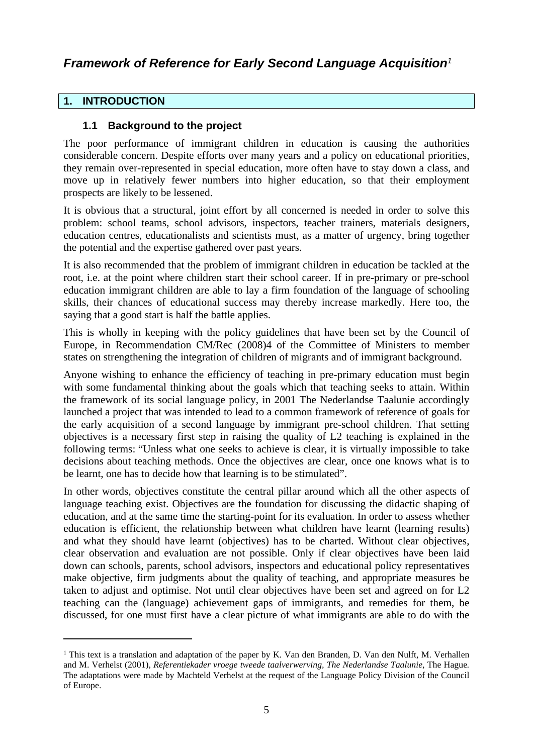# *Framework of Reference for Early Second Language Acquisition*[1]

## 1. INTRODUCTION

### 1.1 Background to the project

The poor performance of immigrant children in education is causing the authorities considerable concern. Despite efforts over many years and a policy on educational priorities, they remain over-represented in special education, more often have to stay down a class, and move up in relatively fewer numbers into higher education, so that their employment prospects are likely to be lessened.

It is obvious that a structural, joint effort by all concerned is needed in order to solve this problem: school teams, school advisors, inspectors, teacher trainers, materials designers, education centres, educationalists and scientists must, as a matter of urgency, bring together the potential and the expertise gathered over past years.

It is also recommended that the problem of immigrant children in education be tackled at the root, i.e. at the point where children start their school career. If in pre-primary or pre-school education immigrant children are able to lay a firm foundation of the language of schooling skills, their chances of educational success may thereby increase markedly. Here too, the saying that a good start is half the battle applies.

This is wholly in keeping with the policy guidelines that have been set by the Council of Europe, in Recommendation CM/Rec (2008)4 of the Committee of Ministers to member states on strengthening the integration of children of migrants and of immigrant background.

Anyone wishing to enhance the efficiency of teaching in pre-primary education must begin with some fundamental thinking about the goals which that teaching seeks to attain. Within the framework of its social language policy, in 2001 The Nederlandse Taalunie accordingly launched a project that was intended to lead to a common framework of reference of goals for the early acquisition of a second language by immigrant pre-school children. That setting objectives is a necessary first step in raising the quality of L2 teaching is explained in the following terms: "Unless what one seeks to achieve is clear, it is virtually impossible to take decisions about teaching methods. Once the objectives are clear, once one knows what is to be learnt, one has to decide how that learning is to be stimulated".

In other words, objectives constitute the central pillar around which all the other aspects of language teaching exist. Objectives are the foundation for discussing the didactic shaping of education, and at the same time the starting-point for its evaluation. In order to assess whether education is efficient, the relationship between what children have learnt (learning results) and what they should have learnt (objectives) has to be charted. Without clear objectives, clear observation and evaluation are not possible. Only if clear objectives have been laid down can schools, parents, school advisors, inspectors and educational policy representatives make objective, firm judgments about the quality of teaching, and appropriate measures be taken to adjust and optimise. Not until clear objectives have been set and agreed on for L2 teaching can the (language) achievement gaps of immigrants, and remedies for them, be discussed, for one must first have a clear picture of what immigrants are able to do with the

---

[1] This text is a translation and adaptation of the paper by K. Van den Branden, D. Van den Nulft, M. Verhallen and M. Verhelst (2001), *Referentiekader vroege tweede taalverwerving*, *The Nederlandse Taalunie*, The Hague. The adaptations were made by Machteld Verhelst at the request of the Language Policy Division of the Council of Europe.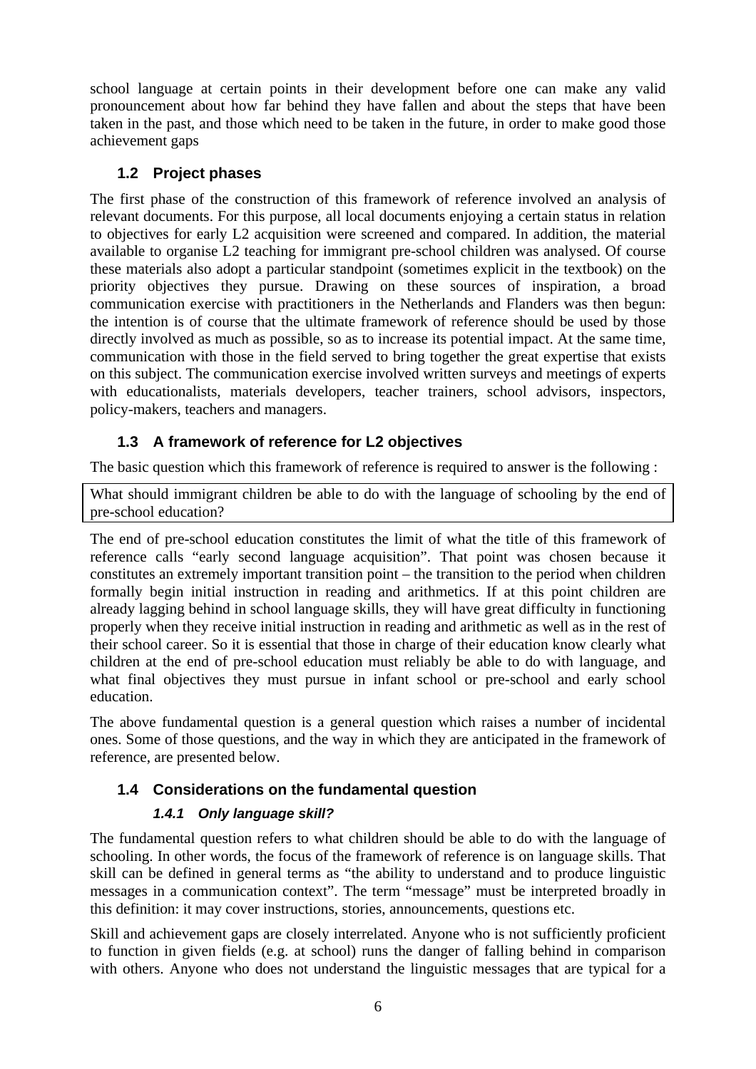school language at certain points in their development before one can make any valid pronouncement about how far behind they have fallen and about the steps that have been taken in the past, and those which need to be taken in the future, in order to make good those achievement gaps

## 1.2 Project phases

The first phase of the construction of this framework of reference involved an analysis of relevant documents. For this purpose, all local documents enjoying a certain status in relation to objectives for early L2 acquisition were screened and compared. In addition, the material available to organise L2 teaching for immigrant pre-school children was analysed. Of course these materials also adopt a particular standpoint (sometimes explicit in the textbook) on the priority objectives they pursue. Drawing on these sources of inspiration, a broad communication exercise with practitioners in the Netherlands and Flanders was then begun: the intention is of course that the ultimate framework of reference should be used by those directly involved as much as possible, so as to increase its potential impact. At the same time, communication with those in the field served to bring together the great expertise that exists on this subject. The communication exercise involved written surveys and meetings of experts with educationalists, materials developers, teacher trainers, school advisors, inspectors, policy-makers, teachers and managers.

## 1.3 A framework of reference for L2 objectives

The basic question which this framework of reference is required to answer is the following :

> What should immigrant children be able to do with the language of schooling by the end of pre-school education?

The end of pre-school education constitutes the limit of what the title of this framework of reference calls "early second language acquisition". That point was chosen because it constitutes an extremely important transition point – the transition to the period when children formally begin initial instruction in reading and arithmetics. If at this point children are already lagging behind in school language skills, they will have great difficulty in functioning properly when they receive initial instruction in reading and arithmetic as well as in the rest of their school career. So it is essential that those in charge of their education know clearly what children at the end of pre-school education must reliably be able to do with language, and what final objectives they must pursue in infant school or pre-school and early school education.

The above fundamental question is a general question which raises a number of incidental ones. Some of those questions, and the way in which they are anticipated in the framework of reference, are presented below.

## 1.4 Considerations on the fundamental question

### *1.4.1 Only language skill?*

The fundamental question refers to what children should be able to do with the language of schooling. In other words, the focus of the framework of reference is on language skills. That skill can be defined in general terms as "the ability to understand and to produce linguistic messages in a communication context". The term "message" must be interpreted broadly in this definition: it may cover instructions, stories, announcements, questions etc.

Skill and achievement gaps are closely interrelated. Anyone who is not sufficiently proficient to function in given fields (e.g. at school) runs the danger of falling behind in comparison with others. Anyone who does not understand the linguistic messages that are typical for a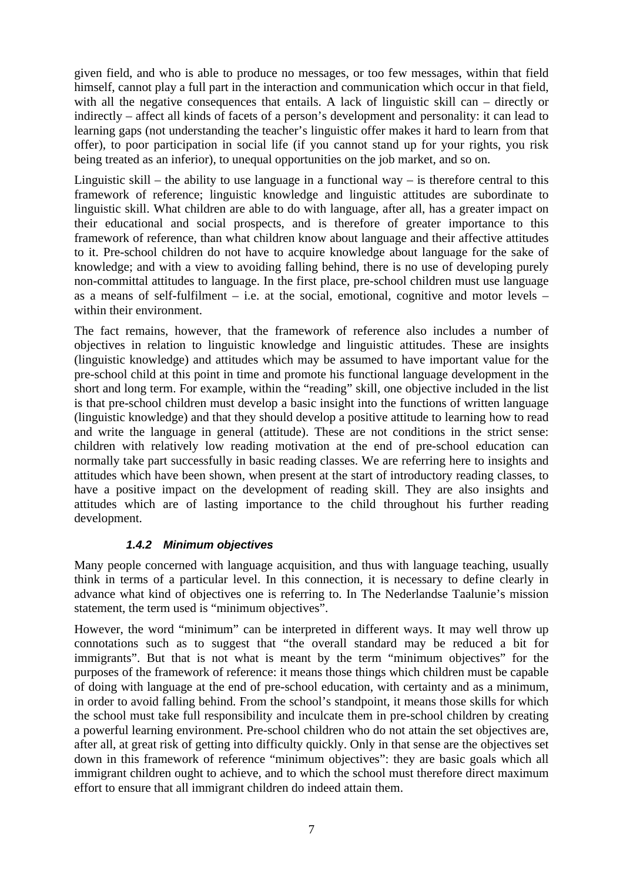given field, and who is able to produce no messages, or too few messages, within that field himself, cannot play a full part in the interaction and communication which occur in that field, with all the negative consequences that entails. A lack of linguistic skill can – directly or indirectly – affect all kinds of facets of a person's development and personality: it can lead to learning gaps (not understanding the teacher's linguistic offer makes it hard to learn from that offer), to poor participation in social life (if you cannot stand up for your rights, you risk being treated as an inferior), to unequal opportunities on the job market, and so on.

Linguistic skill – the ability to use language in a functional way – is therefore central to this framework of reference; linguistic knowledge and linguistic attitudes are subordinate to linguistic skill. What children are able to do with language, after all, has a greater impact on their educational and social prospects, and is therefore of greater importance to this framework of reference, than what children know about language and their affective attitudes to it. Pre-school children do not have to acquire knowledge about language for the sake of knowledge; and with a view to avoiding falling behind, there is no use of developing purely non-committal attitudes to language. In the first place, pre-school children must use language as a means of self-fulfilment – i.e. at the social, emotional, cognitive and motor levels – within their environment.

The fact remains, however, that the framework of reference also includes a number of objectives in relation to linguistic knowledge and linguistic attitudes. These are insights (linguistic knowledge) and attitudes which may be assumed to have important value for the pre-school child at this point in time and promote his functional language development in the short and long term. For example, within the "reading" skill, one objective included in the list is that pre-school children must develop a basic insight into the functions of written language (linguistic knowledge) and that they should develop a positive attitude to learning how to read and write the language in general (attitude). These are not conditions in the strict sense: children with relatively low reading motivation at the end of pre-school education can normally take part successfully in basic reading classes. We are referring here to insights and attitudes which have been shown, when present at the start of introductory reading classes, to have a positive impact on the development of reading skill. They are also insights and attitudes which are of lasting importance to the child throughout his further reading development.

#### *1.4.2 Minimum objectives*

Many people concerned with language acquisition, and thus with language teaching, usually think in terms of a particular level. In this connection, it is necessary to define clearly in advance what kind of objectives one is referring to. In The Nederlandse Taalunie's mission statement, the term used is "minimum objectives".

However, the word "minimum" can be interpreted in different ways. It may well throw up connotations such as to suggest that "the overall standard may be reduced a bit for immigrants". But that is not what is meant by the term "minimum objectives" for the purposes of the framework of reference: it means those things which children must be capable of doing with language at the end of pre-school education, with certainty and as a minimum, in order to avoid falling behind. From the school's standpoint, it means those skills for which the school must take full responsibility and inculcate them in pre-school children by creating a powerful learning environment. Pre-school children who do not attain the set objectives are, after all, at great risk of getting into difficulty quickly. Only in that sense are the objectives set down in this framework of reference "minimum objectives": they are basic goals which all immigrant children ought to achieve, and to which the school must therefore direct maximum effort to ensure that all immigrant children do indeed attain them.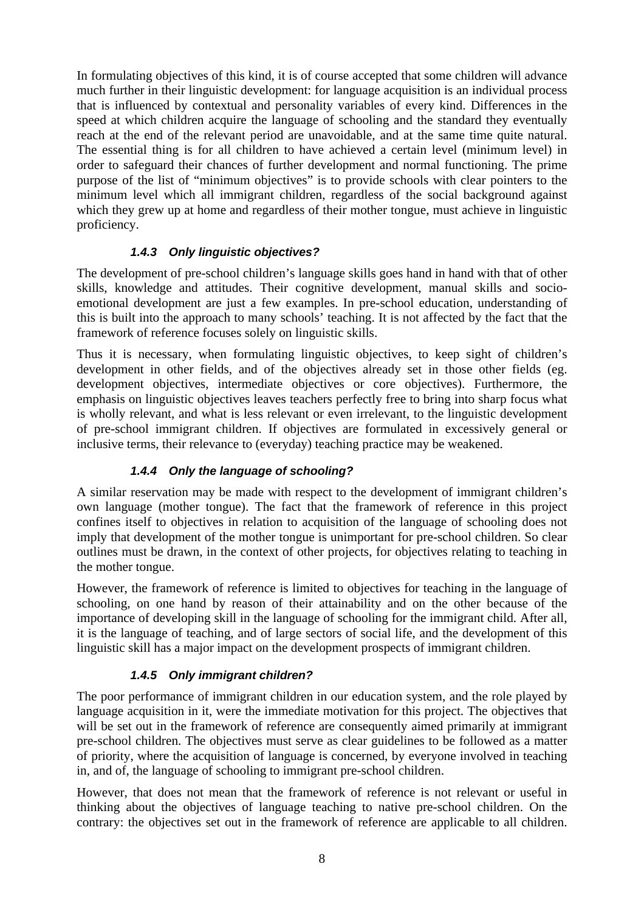In formulating objectives of this kind, it is of course accepted that some children will advance much further in their linguistic development: for language acquisition is an individual process that is influenced by contextual and personality variables of every kind. Differences in the speed at which children acquire the language of schooling and the standard they eventually reach at the end of the relevant period are unavoidable, and at the same time quite natural. The essential thing is for all children to have achieved a certain level (minimum level) in order to safeguard their chances of further development and normal functioning. The prime purpose of the list of "minimum objectives" is to provide schools with clear pointers to the minimum level which all immigrant children, regardless of the social background against which they grew up at home and regardless of their mother tongue, must achieve in linguistic proficiency.

### *1.4.3 Only linguistic objectives?*

The development of pre-school children's language skills goes hand in hand with that of other skills, knowledge and attitudes. Their cognitive development, manual skills and socio-emotional development are just a few examples. In pre-school education, understanding of this is built into the approach to many schools' teaching. It is not affected by the fact that the framework of reference focuses solely on linguistic skills.

Thus it is necessary, when formulating linguistic objectives, to keep sight of children's development in other fields, and of the objectives already set in those other fields (eg. development objectives, intermediate objectives or core objectives). Furthermore, the emphasis on linguistic objectives leaves teachers perfectly free to bring into sharp focus what is wholly relevant, and what is less relevant or even irrelevant, to the linguistic development of pre-school immigrant children. If objectives are formulated in excessively general or inclusive terms, their relevance to (everyday) teaching practice may be weakened.

### *1.4.4 Only the language of schooling?*

A similar reservation may be made with respect to the development of immigrant children's own language (mother tongue). The fact that the framework of reference in this project confines itself to objectives in relation to acquisition of the language of schooling does not imply that development of the mother tongue is unimportant for pre-school children. So clear outlines must be drawn, in the context of other projects, for objectives relating to teaching in the mother tongue.

However, the framework of reference is limited to objectives for teaching in the language of schooling, on one hand by reason of their attainability and on the other because of the importance of developing skill in the language of schooling for the immigrant child. After all, it is the language of teaching, and of large sectors of social life, and the development of this linguistic skill has a major impact on the development prospects of immigrant children.

### *1.4.5 Only immigrant children?*

The poor performance of immigrant children in our education system, and the role played by language acquisition in it, were the immediate motivation for this project. The objectives that will be set out in the framework of reference are consequently aimed primarily at immigrant pre-school children. The objectives must serve as clear guidelines to be followed as a matter of priority, where the acquisition of language is concerned, by everyone involved in teaching in, and of, the language of schooling to immigrant pre-school children.

However, that does not mean that the framework of reference is not relevant or useful in thinking about the objectives of language teaching to native pre-school children. On the contrary: the objectives set out in the framework of reference are applicable to all children.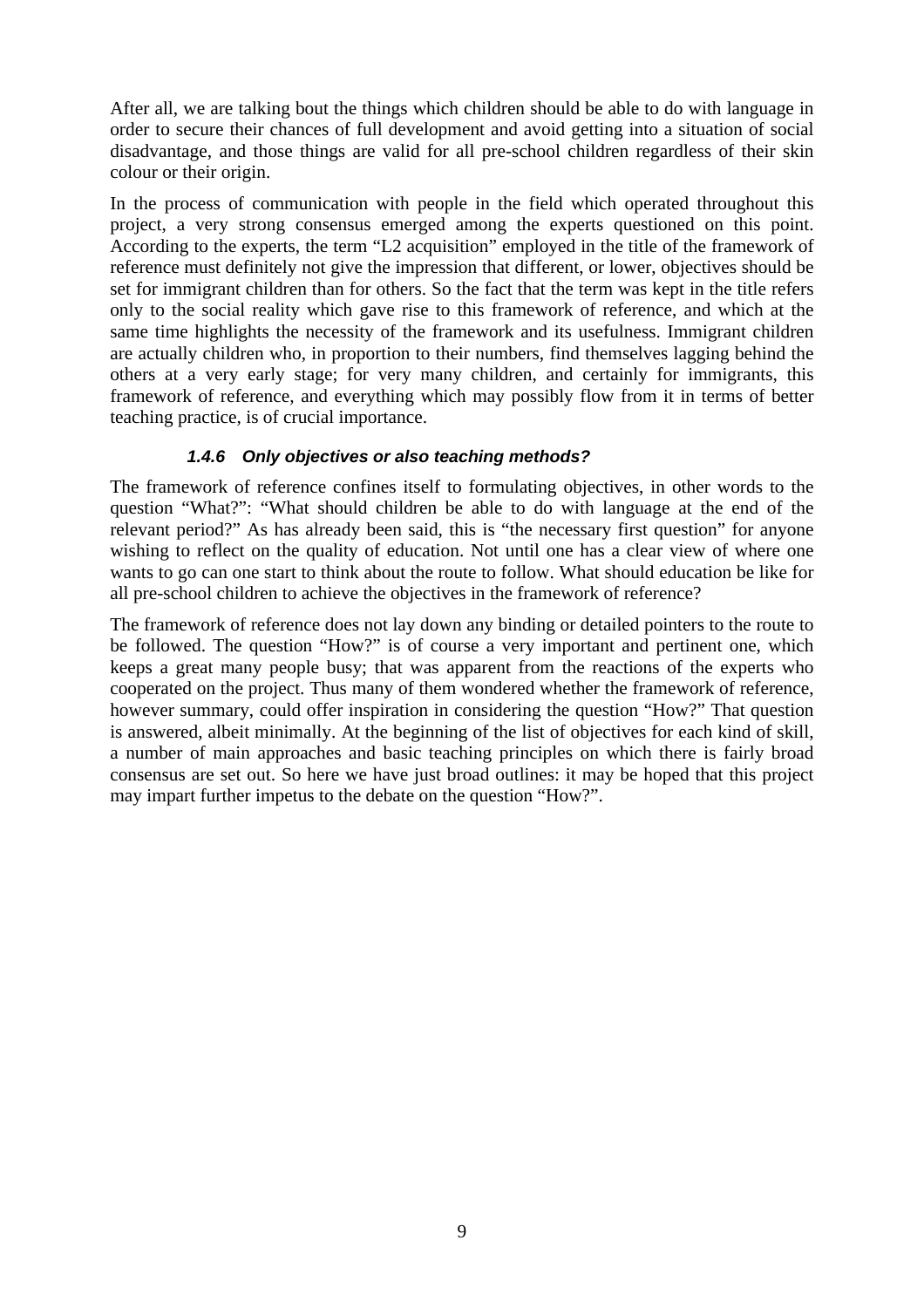After all, we are talking bout the things which children should be able to do with language in order to secure their chances of full development and avoid getting into a situation of social disadvantage, and those things are valid for all pre-school children regardless of their skin colour or their origin.

In the process of communication with people in the field which operated throughout this project, a very strong consensus emerged among the experts questioned on this point. According to the experts, the term "L2 acquisition" employed in the title of the framework of reference must definitely not give the impression that different, or lower, objectives should be set for immigrant children than for others. So the fact that the term was kept in the title refers only to the social reality which gave rise to this framework of reference, and which at the same time highlights the necessity of the framework and its usefulness. Immigrant children are actually children who, in proportion to their numbers, find themselves lagging behind the others at a very early stage; for very many children, and certainly for immigrants, this framework of reference, and everything which may possibly flow from it in terms of better teaching practice, is of crucial importance.

#### *1.4.6 Only objectives or also teaching methods?*

The framework of reference confines itself to formulating objectives, in other words to the question "What?": "What should children be able to do with language at the end of the relevant period?" As has already been said, this is "the necessary first question" for anyone wishing to reflect on the quality of education. Not until one has a clear view of where one wants to go can one start to think about the route to follow. What should education be like for all pre-school children to achieve the objectives in the framework of reference?

The framework of reference does not lay down any binding or detailed pointers to the route to be followed. The question "How?" is of course a very important and pertinent one, which keeps a great many people busy; that was apparent from the reactions of the experts who cooperated on the project. Thus many of them wondered whether the framework of reference, however summary, could offer inspiration in considering the question "How?" That question is answered, albeit minimally. At the beginning of the list of objectives for each kind of skill, a number of main approaches and basic teaching principles on which there is fairly broad consensus are set out. So here we have just broad outlines: it may be hoped that this project may impart further impetus to the debate on the question "How?".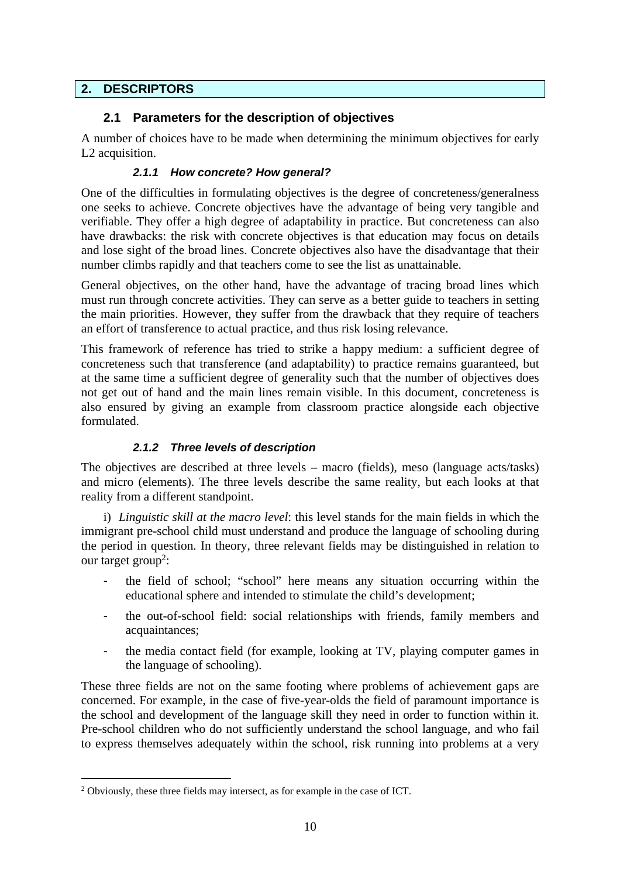## 2. DESCRIPTORS

### 2.1 Parameters for the description of objectives

A number of choices have to be made when determining the minimum objectives for early L2 acquisition.

#### *2.1.1 How concrete? How general?*

One of the difficulties in formulating objectives is the degree of concreteness/generalness one seeks to achieve. Concrete objectives have the advantage of being very tangible and verifiable. They offer a high degree of adaptability in practice. But concreteness can also have drawbacks: the risk with concrete objectives is that education may focus on details and lose sight of the broad lines. Concrete objectives also have the disadvantage that their number climbs rapidly and that teachers come to see the list as unattainable.

General objectives, on the other hand, have the advantage of tracing broad lines which must run through concrete activities. They can serve as a better guide to teachers in setting the main priorities. However, they suffer from the drawback that they require of teachers an effort of transference to actual practice, and thus risk losing relevance.

This framework of reference has tried to strike a happy medium: a sufficient degree of concreteness such that transference (and adaptability) to practice remains guaranteed, but at the same time a sufficient degree of generality such that the number of objectives does not get out of hand and the main lines remain visible. In this document, concreteness is also ensured by giving an example from classroom practice alongside each objective formulated.

#### *2.1.2 Three levels of description*

The objectives are described at three levels – macro (fields), meso (language acts/tasks) and micro (elements). The three levels describe the same reality, but each looks at that reality from a different standpoint.

i) *Linguistic skill at the macro level*: this level stands for the main fields in which the immigrant pre-school child must understand and produce the language of schooling during the period in question. In theory, three relevant fields may be distinguished in relation to our target group[2]:

- the field of school; "school" here means any situation occurring within the educational sphere and intended to stimulate the child's development;
- the out-of-school field: social relationships with friends, family members and acquaintances;
- the media contact field (for example, looking at TV, playing computer games in the language of schooling).

These three fields are not on the same footing where problems of achievement gaps are concerned. For example, in the case of five-year-olds the field of paramount importance is the school and development of the language skill they need in order to function within it. Pre-school children who do not sufficiently understand the school language, and who fail to express themselves adequately within the school, risk running into problems at a very

[2] Obviously, these three fields may intersect, as for example in the case of ICT.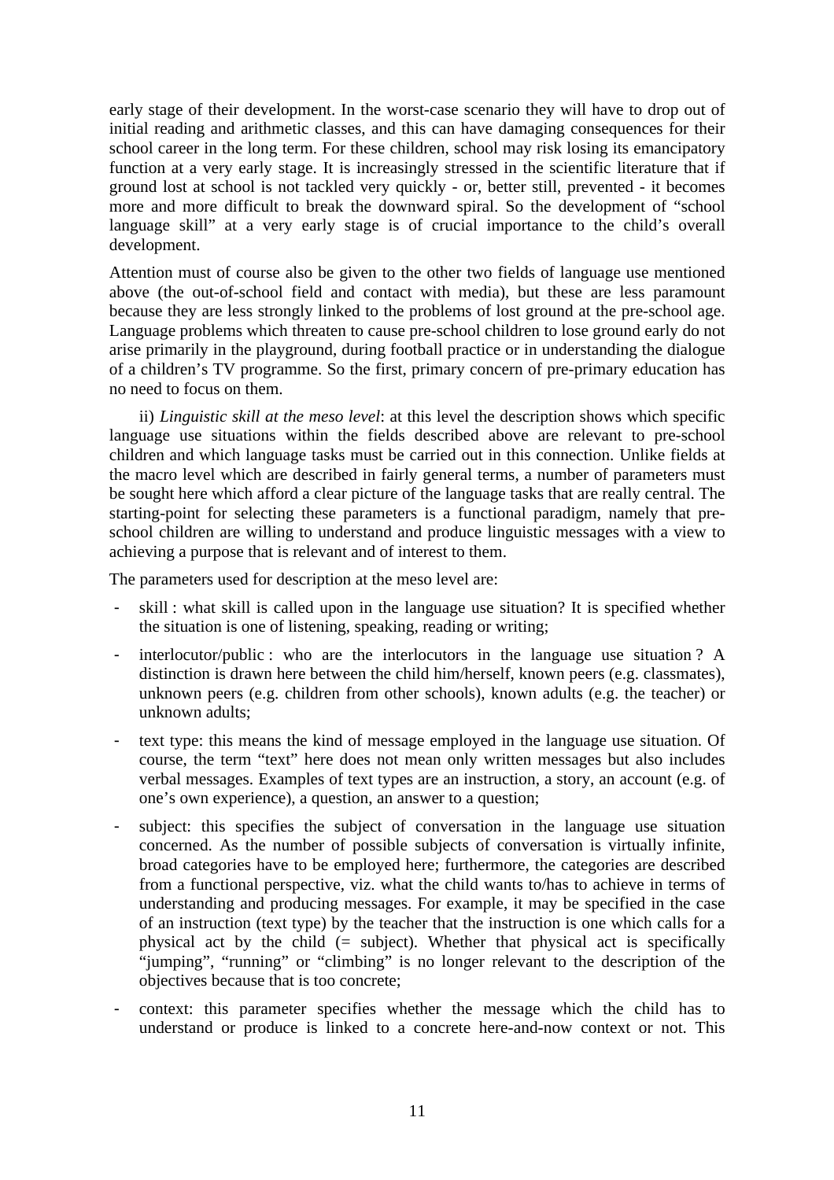early stage of their development. In the worst-case scenario they will have to drop out of initial reading and arithmetic classes, and this can have damaging consequences for their school career in the long term. For these children, school may risk losing its emancipatory function at a very early stage. It is increasingly stressed in the scientific literature that if ground lost at school is not tackled very quickly - or, better still, prevented - it becomes more and more difficult to break the downward spiral. So the development of "school language skill" at a very early stage is of crucial importance to the child's overall development.

Attention must of course also be given to the other two fields of language use mentioned above (the out-of-school field and contact with media), but these are less paramount because they are less strongly linked to the problems of lost ground at the pre-school age. Language problems which threaten to cause pre-school children to lose ground early do not arise primarily in the playground, during football practice or in understanding the dialogue of a children's TV programme. So the first, primary concern of pre-primary education has no need to focus on them.

ii) *Linguistic skill at the meso level*: at this level the description shows which specific language use situations within the fields described above are relevant to pre-school children and which language tasks must be carried out in this connection. Unlike fields at the macro level which are described in fairly general terms, a number of parameters must be sought here which afford a clear picture of the language tasks that are really central. The starting-point for selecting these parameters is a functional paradigm, namely that pre-school children are willing to understand and produce linguistic messages with a view to achieving a purpose that is relevant and of interest to them.

The parameters used for description at the meso level are:

- skill : what skill is called upon in the language use situation? It is specified whether the situation is one of listening, speaking, reading or writing;
- interlocutor/public : who are the interlocutors in the language use situation ? A distinction is drawn here between the child him/herself, known peers (e.g. classmates), unknown peers (e.g. children from other schools), known adults (e.g. the teacher) or unknown adults;
- text type: this means the kind of message employed in the language use situation. Of course, the term "text" here does not mean only written messages but also includes verbal messages. Examples of text types are an instruction, a story, an account (e.g. of one's own experience), a question, an answer to a question;
- subject: this specifies the subject of conversation in the language use situation concerned. As the number of possible subjects of conversation is virtually infinite, broad categories have to be employed here; furthermore, the categories are described from a functional perspective, viz. what the child wants to/has to achieve in terms of understanding and producing messages. For example, it may be specified in the case of an instruction (text type) by the teacher that the instruction is one which calls for a physical act by the child (= subject). Whether that physical act is specifically "jumping", "running" or "climbing" is no longer relevant to the description of the objectives because that is too concrete;
- context: this parameter specifies whether the message which the child has to understand or produce is linked to a concrete here-and-now context or not. This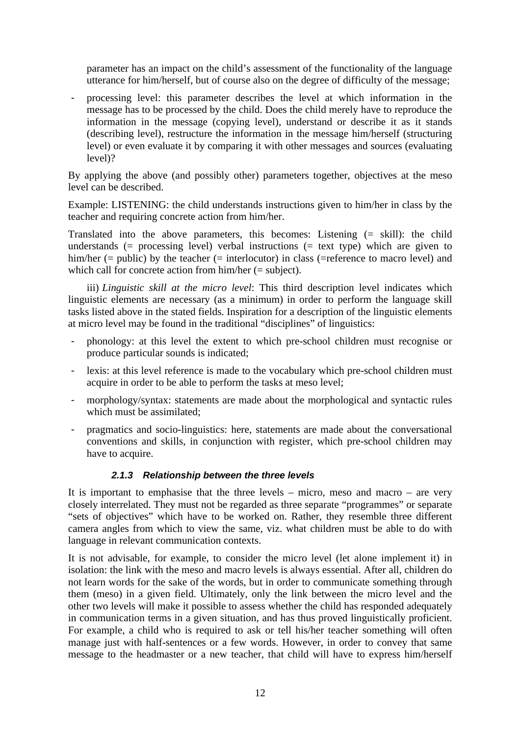parameter has an impact on the child's assessment of the functionality of the language utterance for him/herself, but of course also on the degree of difficulty of the message;

- processing level: this parameter describes the level at which information in the message has to be processed by the child. Does the child merely have to reproduce the information in the message (copying level), understand or describe it as it stands (describing level), restructure the information in the message him/herself (structuring level) or even evaluate it by comparing it with other messages and sources (evaluating level)?

By applying the above (and possibly other) parameters together, objectives at the meso level can be described.

Example: LISTENING: the child understands instructions given to him/her in class by the teacher and requiring concrete action from him/her.

Translated into the above parameters, this becomes: Listening (= skill): the child understands (= processing level) verbal instructions (= text type) which are given to him/her (= public) by the teacher (= interlocutor) in class (=reference to macro level) and which call for concrete action from him/her (= subject).

iii) *Linguistic skill at the micro level*: This third description level indicates which linguistic elements are necessary (as a minimum) in order to perform the language skill tasks listed above in the stated fields. Inspiration for a description of the linguistic elements at micro level may be found in the traditional "disciplines" of linguistics:

- phonology: at this level the extent to which pre-school children must recognise or produce particular sounds is indicated;
- lexis: at this level reference is made to the vocabulary which pre-school children must acquire in order to be able to perform the tasks at meso level;
- morphology/syntax: statements are made about the morphological and syntactic rules which must be assimilated;
- pragmatics and socio-linguistics: here, statements are made about the conversational conventions and skills, in conjunction with register, which pre-school children may have to acquire.

### 2.1.3 Relationship between the three levels

It is important to emphasise that the three levels – micro, meso and macro – are very closely interrelated. They must not be regarded as three separate "programmes" or separate "sets of objectives" which have to be worked on. Rather, they resemble three different camera angles from which to view the same, viz. what children must be able to do with language in relevant communication contexts.

It is not advisable, for example, to consider the micro level (let alone implement it) in isolation: the link with the meso and macro levels is always essential. After all, children do not learn words for the sake of the words, but in order to communicate something through them (meso) in a given field. Ultimately, only the link between the micro level and the other two levels will make it possible to assess whether the child has responded adequately in communication terms in a given situation, and has thus proved linguistically proficient. For example, a child who is required to ask or tell his/her teacher something will often manage just with half-sentences or a few words. However, in order to convey that same message to the headmaster or a new teacher, that child will have to express him/herself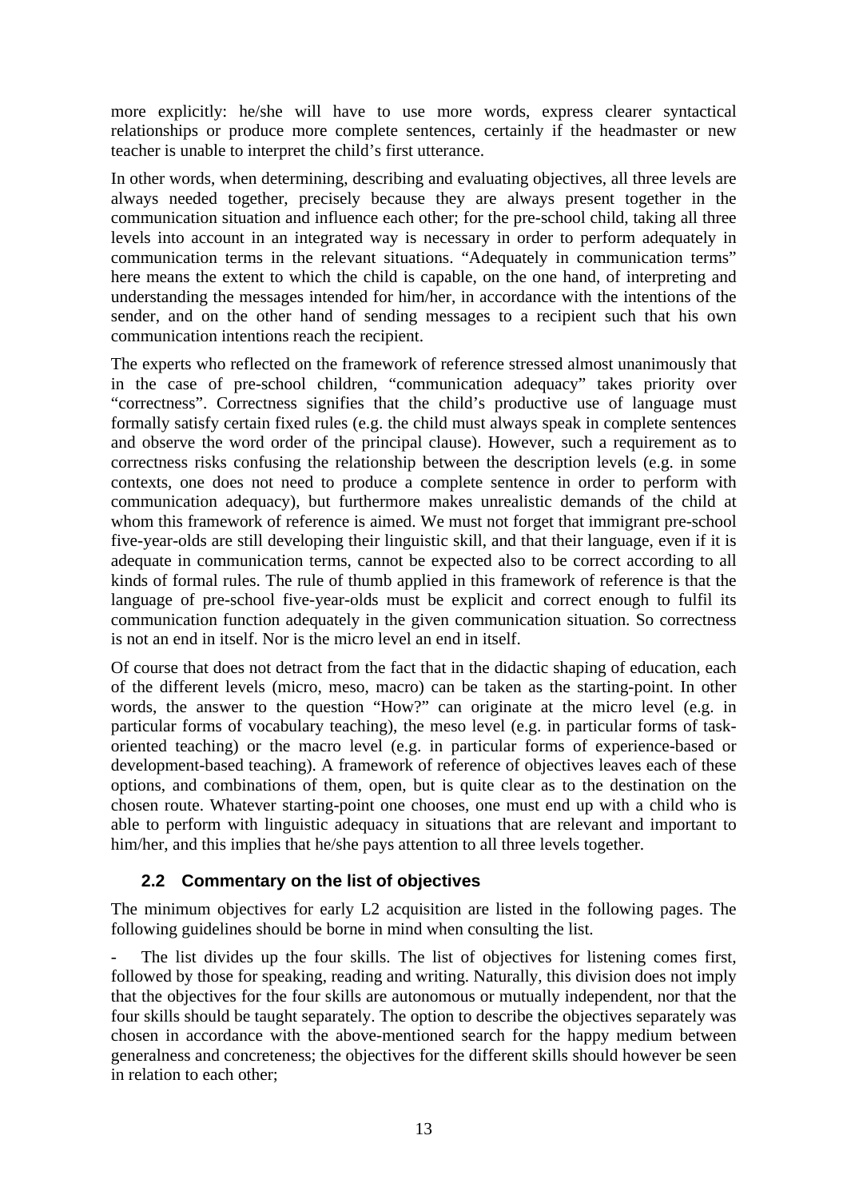more explicitly: he/she will have to use more words, express clearer syntactical relationships or produce more complete sentences, certainly if the headmaster or new teacher is unable to interpret the child's first utterance.

In other words, when determining, describing and evaluating objectives, all three levels are always needed together, precisely because they are always present together in the communication situation and influence each other; for the pre-school child, taking all three levels into account in an integrated way is necessary in order to perform adequately in communication terms in the relevant situations. "Adequately in communication terms" here means the extent to which the child is capable, on the one hand, of interpreting and understanding the messages intended for him/her, in accordance with the intentions of the sender, and on the other hand of sending messages to a recipient such that his own communication intentions reach the recipient.

The experts who reflected on the framework of reference stressed almost unanimously that in the case of pre-school children, "communication adequacy" takes priority over "correctness". Correctness signifies that the child's productive use of language must formally satisfy certain fixed rules (e.g. the child must always speak in complete sentences and observe the word order of the principal clause). However, such a requirement as to correctness risks confusing the relationship between the description levels (e.g. in some contexts, one does not need to produce a complete sentence in order to perform with communication adequacy), but furthermore makes unrealistic demands of the child at whom this framework of reference is aimed. We must not forget that immigrant pre-school five-year-olds are still developing their linguistic skill, and that their language, even if it is adequate in communication terms, cannot be expected also to be correct according to all kinds of formal rules. The rule of thumb applied in this framework of reference is that the language of pre-school five-year-olds must be explicit and correct enough to fulfil its communication function adequately in the given communication situation. So correctness is not an end in itself. Nor is the micro level an end in itself.

Of course that does not detract from the fact that in the didactic shaping of education, each of the different levels (micro, meso, macro) can be taken as the starting-point. In other words, the answer to the question "How?" can originate at the micro level (e.g. in particular forms of vocabulary teaching), the meso level (e.g. in particular forms of task-oriented teaching) or the macro level (e.g. in particular forms of experience-based or development-based teaching). A framework of reference of objectives leaves each of these options, and combinations of them, open, but is quite clear as to the destination on the chosen route. Whatever starting-point one chooses, one must end up with a child who is able to perform with linguistic adequacy in situations that are relevant and important to him/her, and this implies that he/she pays attention to all three levels together.

## 2.2 Commentary on the list of objectives

The minimum objectives for early L2 acquisition are listed in the following pages. The following guidelines should be borne in mind when consulting the list.

- The list divides up the four skills. The list of objectives for listening comes first, followed by those for speaking, reading and writing. Naturally, this division does not imply that the objectives for the four skills are autonomous or mutually independent, nor that the four skills should be taught separately. The option to describe the objectives separately was chosen in accordance with the above-mentioned search for the happy medium between generalness and concreteness; the objectives for the different skills should however be seen in relation to each other;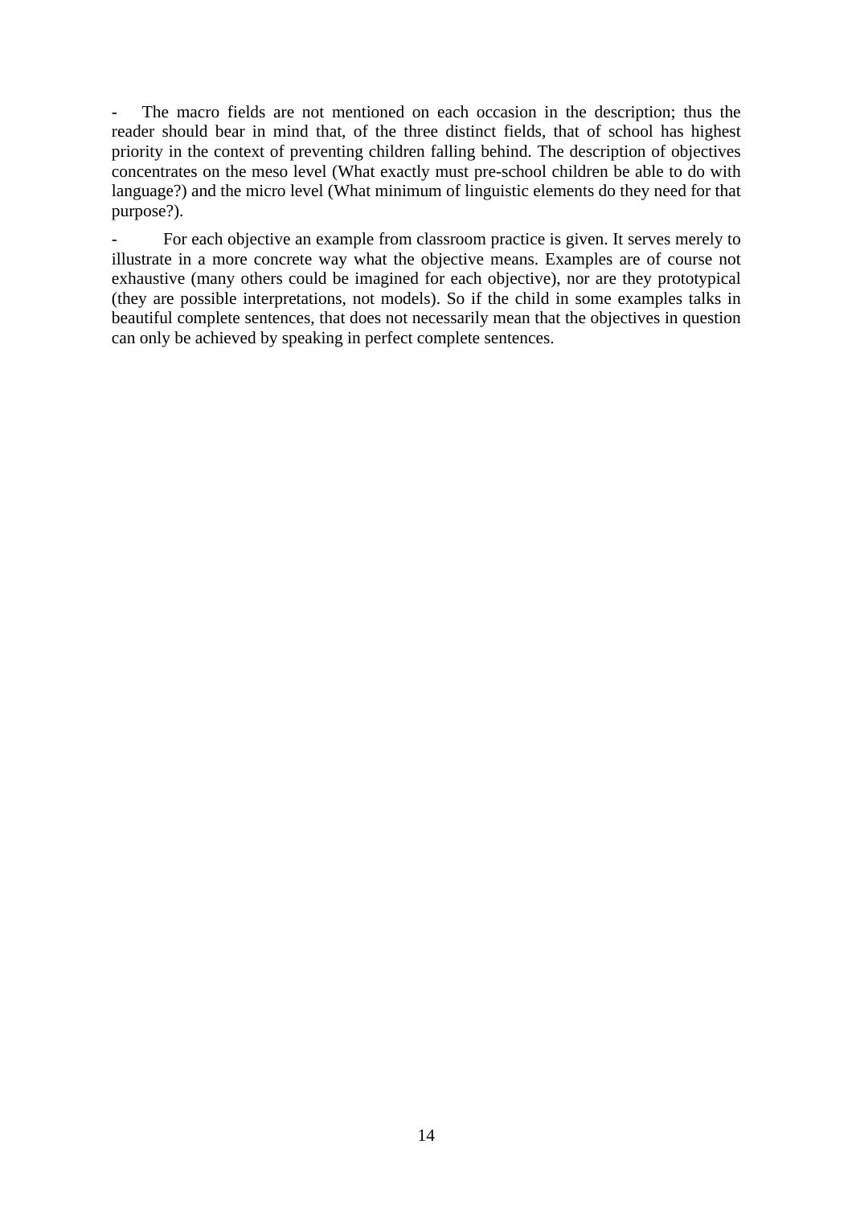- The macro fields are not mentioned on each occasion in the description; thus the reader should bear in mind that, of the three distinct fields, that of school has highest priority in the context of preventing children falling behind. The description of objectives concentrates on the meso level (What exactly must pre-school children be able to do with language?) and the micro level (What minimum of linguistic elements do they need for that purpose?).

- For each objective an example from classroom practice is given. It serves merely to illustrate in a more concrete way what the objective means. Examples are of course not exhaustive (many others could be imagined for each objective), nor are they prototypical (they are possible interpretations, not models). So if the child in some examples talks in beautiful complete sentences, that does not necessarily mean that the objectives in question can only be achieved by speaking in perfect complete sentences.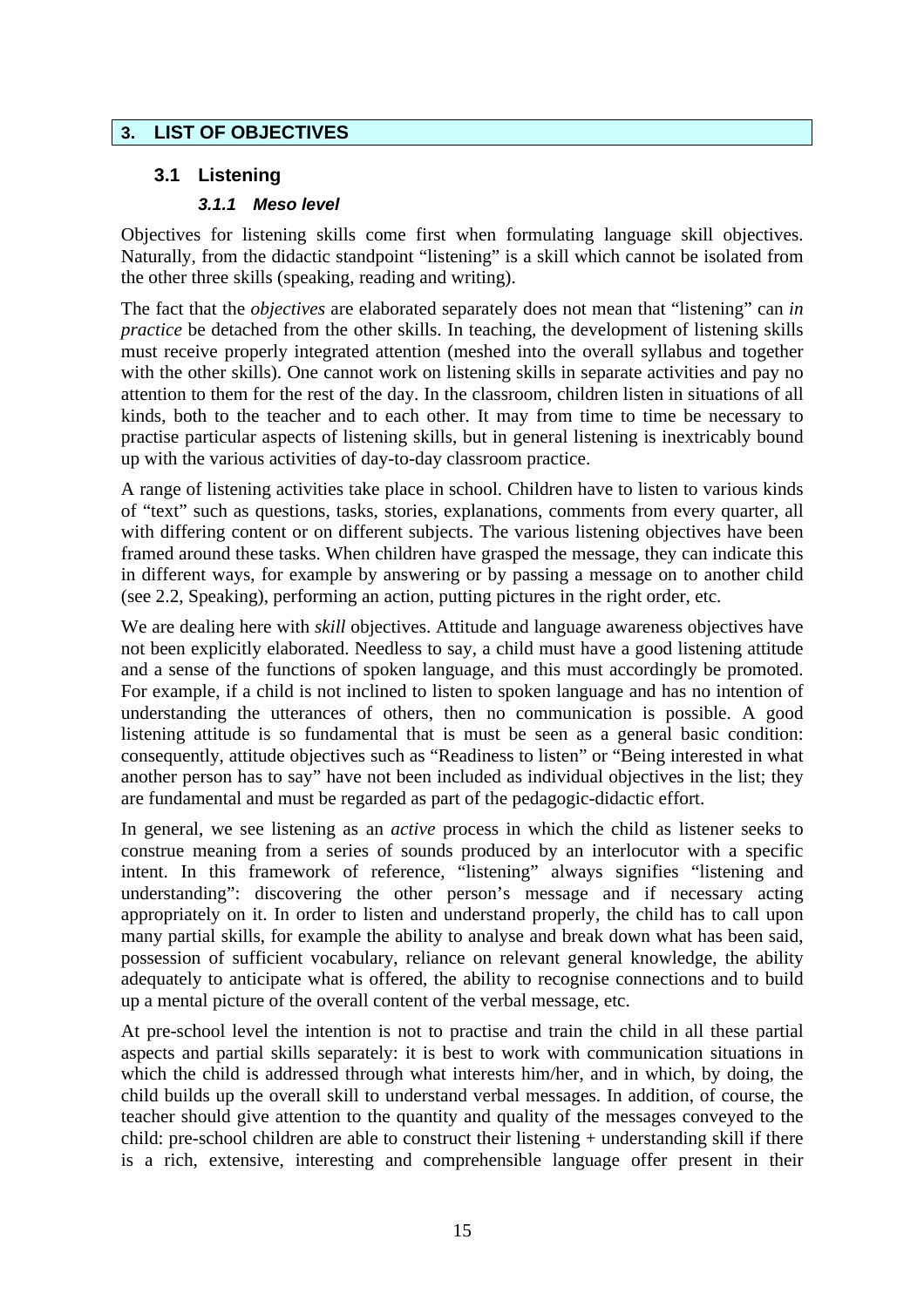## 3. LIST OF OBJECTIVES

### 3.1 Listening

#### *3.1.1 Meso level*

Objectives for listening skills come first when formulating language skill objectives. Naturally, from the didactic standpoint “listening” is a skill which cannot be isolated from the other three skills (speaking, reading and writing).

The fact that the *objectives* are elaborated separately does not mean that “listening” can *in practice* be detached from the other skills. In teaching, the development of listening skills must receive properly integrated attention (meshed into the overall syllabus and together with the other skills). One cannot work on listening skills in separate activities and pay no attention to them for the rest of the day. In the classroom, children listen in situations of all kinds, both to the teacher and to each other. It may from time to time be necessary to practise particular aspects of listening skills, but in general listening is inextricably bound up with the various activities of day-to-day classroom practice.

A range of listening activities take place in school. Children have to listen to various kinds of “text” such as questions, tasks, stories, explanations, comments from every quarter, all with differing content or on different subjects. The various listening objectives have been framed around these tasks. When children have grasped the message, they can indicate this in different ways, for example by answering or by passing a message on to another child (see 2.2, Speaking), performing an action, putting pictures in the right order, etc.

We are dealing here with *skill* objectives. Attitude and language awareness objectives have not been explicitly elaborated. Needless to say, a child must have a good listening attitude and a sense of the functions of spoken language, and this must accordingly be promoted. For example, if a child is not inclined to listen to spoken language and has no intention of understanding the utterances of others, then no communication is possible. A good listening attitude is so fundamental that is must be seen as a general basic condition: consequently, attitude objectives such as “Readiness to listen” or “Being interested in what another person has to say” have not been included as individual objectives in the list; they are fundamental and must be regarded as part of the pedagogic-didactic effort.

In general, we see listening as an *active* process in which the child as listener seeks to construe meaning from a series of sounds produced by an interlocutor with a specific intent. In this framework of reference, “listening” always signifies “listening and understanding”: discovering the other person’s message and if necessary acting appropriately on it. In order to listen and understand properly, the child has to call upon many partial skills, for example the ability to analyse and break down what has been said, possession of sufficient vocabulary, reliance on relevant general knowledge, the ability adequately to anticipate what is offered, the ability to recognise connections and to build up a mental picture of the overall content of the verbal message, etc.

At pre-school level the intention is not to practise and train the child in all these partial aspects and partial skills separately: it is best to work with communication situations in which the child is addressed through what interests him/her, and in which, by doing, the child builds up the overall skill to understand verbal messages. In addition, of course, the teacher should give attention to the quantity and quality of the messages conveyed to the child: pre-school children are able to construct their listening + understanding skill if there is a rich, extensive, interesting and comprehensible language offer present in their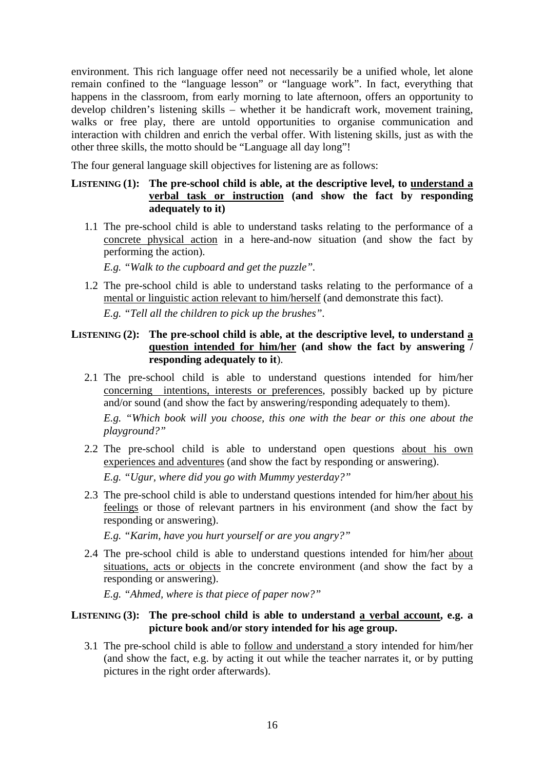environment. This rich language offer need not necessarily be a unified whole, let alone remain confined to the "language lesson" or "language work". In fact, everything that happens in the classroom, from early morning to late afternoon, offers an opportunity to develop children's listening skills – whether it be handicraft work, movement training, walks or free play, there are untold opportunities to organise communication and interaction with children and enrich the verbal offer. With listening skills, just as with the other three skills, the motto should be "Language all day long"!

The four general language skill objectives for listening are as follows:

**LISTENING (1): The pre-school child is able, at the descriptive level, to <u>understand a verbal task or instruction</u> (and show the fact by responding adequately to it)**

1.1 The pre-school child is able to understand tasks relating to the performance of a <u>concrete physical action</u> in a here-and-now situation (and show the fact by performing the action).

   *E.g. "Walk to the cupboard and get the puzzle".*

1.2 The pre-school child is able to understand tasks relating to the performance of a <u>mental or linguistic action relevant to him/herself</u> (and demonstrate this fact).

   *E.g. "Tell all the children to pick up the brushes".*

**LISTENING (2): The pre-school child is able, at the descriptive level, to understand <u>a question intended for him/her</u> (and show the fact by answering / responding adequately to it**).

2.1 The pre-school child is able to understand questions intended for him/her <u>concerning intentions, interests or preferences</u>, possibly backed up by picture and/or sound (and show the fact by answering/responding adequately to them).

   *E.g. "Which book will you choose, this one with the bear or this one about the playground?"*

2.2 The pre-school child is able to understand open questions <u>about his own experiences and adventures</u> (and show the fact by responding or answering).

   *E.g. "Ugur, where did you go with Mummy yesterday?"*

2.3 The pre-school child is able to understand questions intended for him/her <u>about his feelings</u> or those of relevant partners in his environment (and show the fact by responding or answering).

   *E.g. "Karim, have you hurt yourself or are you angry?"*

2.4 The pre-school child is able to understand questions intended for him/her <u>about situations, acts or objects</u> in the concrete environment (and show the fact by a responding or answering).

   *E.g. "Ahmed, where is that piece of paper now?"*

**LISTENING (3): The pre-school child is able to understand <u>a verbal account</u>, e.g. a picture book and/or story intended for his age group.**

3.1 The pre-school child is able to <u>follow and understand</u> a story intended for him/her (and show the fact, e.g. by acting it out while the teacher narrates it, or by putting pictures in the right order afterwards).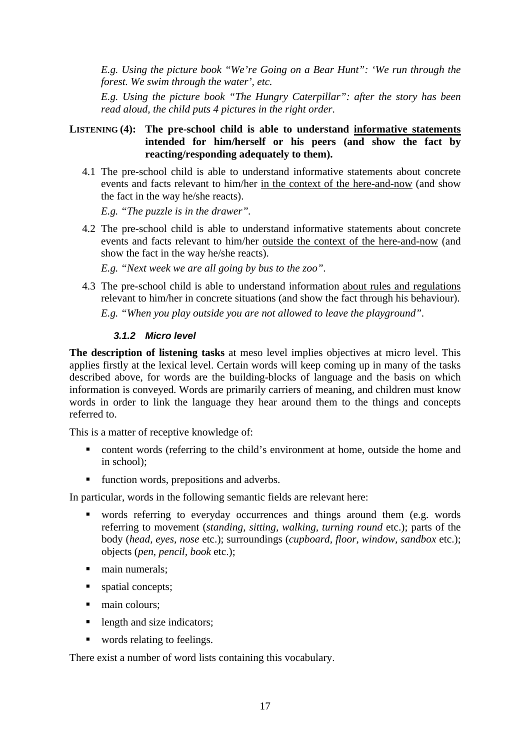*E.g. Using the picture book "We're Going on a Bear Hunt": 'We run through the forest. We swim through the water', etc.*

*E.g. Using the picture book "The Hungry Caterpillar": after the story has been read aloud, the child puts 4 pictures in the right order.*

**LISTENING (4): The pre-school child is able to understand <u>informative statements</u> intended for him/herself or his peers (and show the fact by reacting/responding adequately to them).**

4.1 The pre-school child is able to understand informative statements about concrete events and facts relevant to him/her <u>in the context of the here-and-now</u> (and show the fact in the way he/she reacts).

*E.g. "The puzzle is in the drawer".*

4.2 The pre-school child is able to understand informative statements about concrete events and facts relevant to him/her <u>outside the context of the here-and-now</u> (and show the fact in the way he/she reacts).

*E.g. "Next week we are all going by bus to the zoo".*

4.3 The pre-school child is able to understand information <u>about rules and regulations</u> relevant to him/her in concrete situations (and show the fact through his behaviour).

*E.g. "When you play outside you are not allowed to leave the playground".*

### *3.1.2 Micro level*

**The description of listening tasks** at meso level implies objectives at micro level. This applies firstly at the lexical level. Certain words will keep coming up in many of the tasks described above, for words are the building-blocks of language and the basis on which information is conveyed. Words are primarily carriers of meaning, and children must know words in order to link the language they hear around them to the things and concepts referred to.

This is a matter of receptive knowledge of:

- content words (referring to the child's environment at home, outside the home and in school);
- function words, prepositions and adverbs.

In particular, words in the following semantic fields are relevant here:

- words referring to everyday occurrences and things around them (e.g. words referring to movement (*standing, sitting, walking, turning round* etc.); parts of the body (*head, eyes, nose* etc.); surroundings (*cupboard, floor, window, sandbox* etc.); objects (*pen, pencil, book* etc.);
- main numerals;
- spatial concepts;
- main colours;
- length and size indicators;
- words relating to feelings.

There exist a number of word lists containing this vocabulary.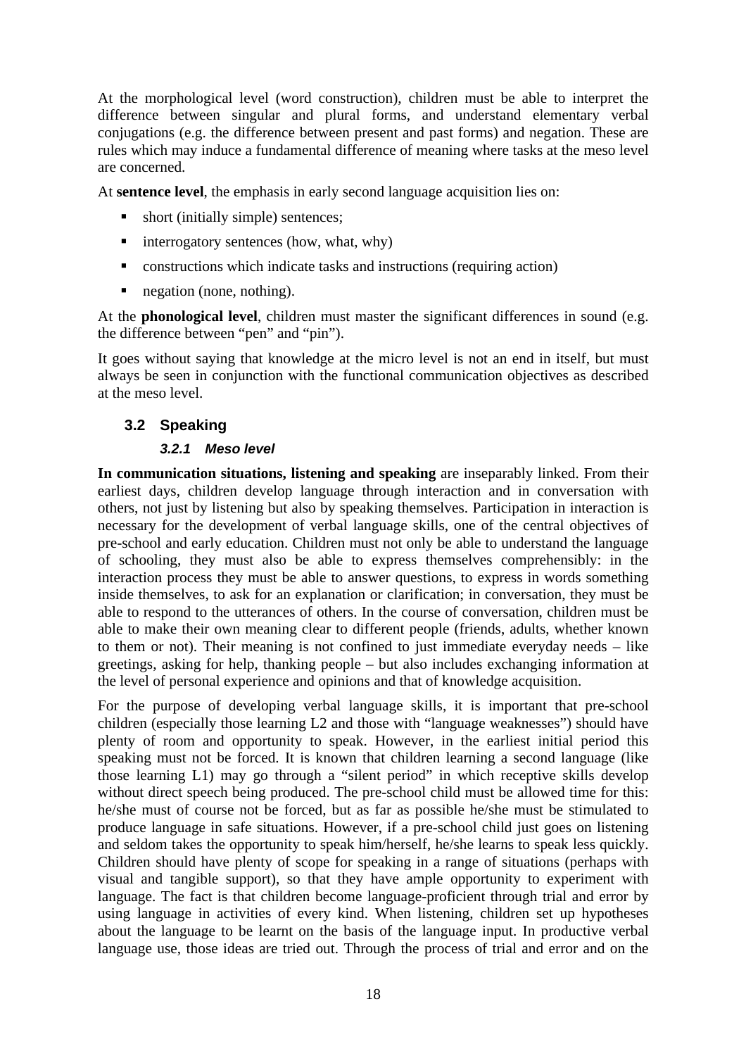At the morphological level (word construction), children must be able to interpret the difference between singular and plural forms, and understand elementary verbal conjugations (e.g. the difference between present and past forms) and negation. These are rules which may induce a fundamental difference of meaning where tasks at the meso level are concerned.

At **sentence level**, the emphasis in early second language acquisition lies on:

- short (initially simple) sentences;
- interrogatory sentences (how, what, why)
- constructions which indicate tasks and instructions (requiring action)
- negation (none, nothing).

At the **phonological level**, children must master the significant differences in sound (e.g. the difference between "pen" and "pin").

It goes without saying that knowledge at the micro level is not an end in itself, but must always be seen in conjunction with the functional communication objectives as described at the meso level.

## 3.2 Speaking

### *3.2.1 Meso level*

**In communication situations, listening and speaking** are inseparably linked. From their earliest days, children develop language through interaction and in conversation with others, not just by listening but also by speaking themselves. Participation in interaction is necessary for the development of verbal language skills, one of the central objectives of pre-school and early education. Children must not only be able to understand the language of schooling, they must also be able to express themselves comprehensibly: in the interaction process they must be able to answer questions, to express in words something inside themselves, to ask for an explanation or clarification; in conversation, they must be able to respond to the utterances of others. In the course of conversation, children must be able to make their own meaning clear to different people (friends, adults, whether known to them or not). Their meaning is not confined to just immediate everyday needs – like greetings, asking for help, thanking people – but also includes exchanging information at the level of personal experience and opinions and that of knowledge acquisition.

For the purpose of developing verbal language skills, it is important that pre-school children (especially those learning L2 and those with "language weaknesses") should have plenty of room and opportunity to speak. However, in the earliest initial period this speaking must not be forced. It is known that children learning a second language (like those learning L1) may go through a "silent period" in which receptive skills develop without direct speech being produced. The pre-school child must be allowed time for this: he/she must of course not be forced, but as far as possible he/she must be stimulated to produce language in safe situations. However, if a pre-school child just goes on listening and seldom takes the opportunity to speak him/herself, he/she learns to speak less quickly. Children should have plenty of scope for speaking in a range of situations (perhaps with visual and tangible support), so that they have ample opportunity to experiment with language. The fact is that children become language-proficient through trial and error by using language in activities of every kind. When listening, children set up hypotheses about the language to be learnt on the basis of the language input. In productive verbal language use, those ideas are tried out. Through the process of trial and error and on the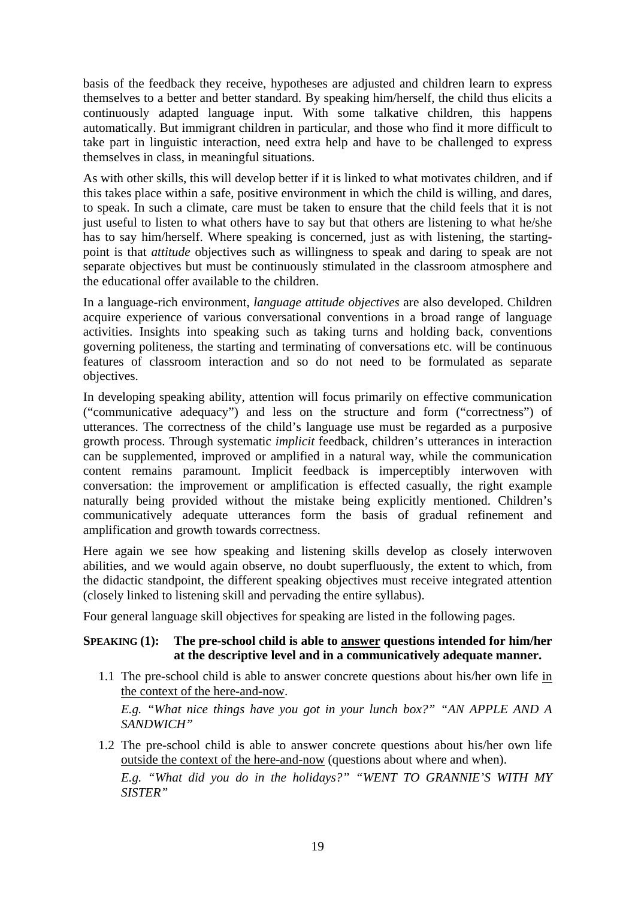basis of the feedback they receive, hypotheses are adjusted and children learn to express themselves to a better and better standard. By speaking him/herself, the child thus elicits a continuously adapted language input. With some talkative children, this happens automatically. But immigrant children in particular, and those who find it more difficult to take part in linguistic interaction, need extra help and have to be challenged to express themselves in class, in meaningful situations.

As with other skills, this will develop better if it is linked to what motivates children, and if this takes place within a safe, positive environment in which the child is willing, and dares, to speak. In such a climate, care must be taken to ensure that the child feels that it is not just useful to listen to what others have to say but that others are listening to what he/she has to say him/herself. Where speaking is concerned, just as with listening, the starting-point is that *attitude* objectives such as willingness to speak and daring to speak are not separate objectives but must be continuously stimulated in the classroom atmosphere and the educational offer available to the children.

In a language-rich environment, *language attitude objectives* are also developed. Children acquire experience of various conversational conventions in a broad range of language activities. Insights into speaking such as taking turns and holding back, conventions governing politeness, the starting and terminating of conversations etc. will be continuous features of classroom interaction and so do not need to be formulated as separate objectives.

In developing speaking ability, attention will focus primarily on effective communication ("communicative adequacy") and less on the structure and form ("correctness") of utterances. The correctness of the child's language use must be regarded as a purposive growth process. Through systematic *implicit* feedback, children's utterances in interaction can be supplemented, improved or amplified in a natural way, while the communication content remains paramount. Implicit feedback is imperceptibly interwoven with conversation: the improvement or amplification is effected casually, the right example naturally being provided without the mistake being explicitly mentioned. Children's communicatively adequate utterances form the basis of gradual refinement and amplification and growth towards correctness.

Here again we see how speaking and listening skills develop as closely interwoven abilities, and we would again observe, no doubt superfluously, the extent to which, from the didactic standpoint, the different speaking objectives must receive integrated attention (closely linked to listening skill and pervading the entire syllabus).

Four general language skill objectives for speaking are listed in the following pages.

**SPEAKING (1): The pre-school child is able to <u>answer</u> questions intended for him/her at the descriptive level and in a communicatively adequate manner.**

1.1 The pre-school child is able to answer concrete questions about his/her own life <u>in the context of the here-and-now</u>.

   *E.g. "What nice things have you got in your lunch box?" "AN APPLE AND A SANDWICH"*

1.2 The pre-school child is able to answer concrete questions about his/her own life <u>outside the context of the here-and-now</u> (questions about where and when).

   *E.g. "What did you do in the holidays?" "WENT TO GRANNIE'S WITH MY SISTER"*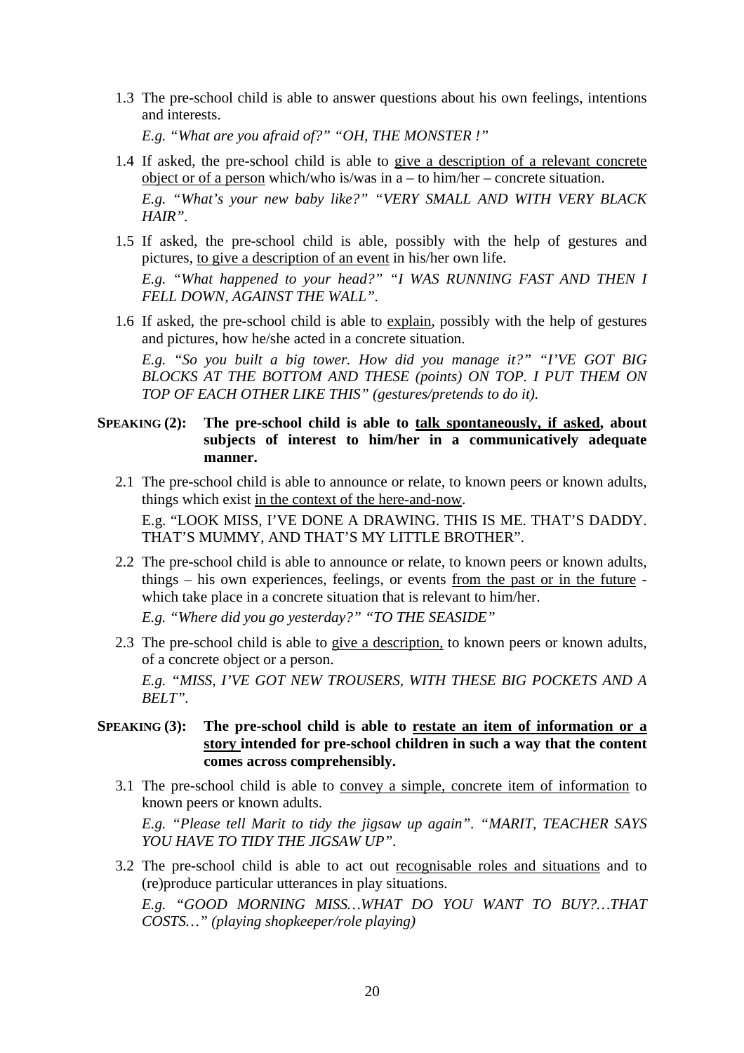1.3 The pre-school child is able to answer questions about his own feelings, intentions and interests.

   *E.g. "What are you afraid of?" "OH, THE MONSTER !"*

1.4 If asked, the pre-school child is able to <u>give a description of a relevant concrete object or of a person</u> which/who is/was in a – to him/her – concrete situation.

   *E.g. "What's your new baby like?" "VERY SMALL AND WITH VERY BLACK HAIR".*

1.5 If asked, the pre-school child is able, possibly with the help of gestures and pictures, <u>to give a description of an event</u> in his/her own life.

   *E.g. "What happened to your head?" "I WAS RUNNING FAST AND THEN I FELL DOWN, AGAINST THE WALL".*

1.6 If asked, the pre-school child is able to <u>explain</u>, possibly with the help of gestures and pictures, how he/she acted in a concrete situation.

   *E.g. "So you built a big tower. How did you manage it?" "I'VE GOT BIG BLOCKS AT THE BOTTOM AND THESE (points) ON TOP. I PUT THEM ON TOP OF EACH OTHER LIKE THIS" (gestures/pretends to do it).*

**SPEAKING (2): The pre-school child is able to <u>talk spontaneously, if asked</u>, about subjects of interest to him/her in a communicatively adequate manner.**

2.1 The pre-school child is able to announce or relate, to known peers or known adults, things which exist <u>in the context of the here-and-now</u>.

   E.g. "LOOK MISS, I'VE DONE A DRAWING. THIS IS ME. THAT'S DADDY. THAT'S MUMMY, AND THAT'S MY LITTLE BROTHER".

2.2 The pre-school child is able to announce or relate, to known peers or known adults, things – his own experiences, feelings, or events <u>from the past or in the future</u> - which take place in a concrete situation that is relevant to him/her.

   *E.g. "Where did you go yesterday?" "TO THE SEASIDE"*

2.3 The pre-school child is able to <u>give a description,</u> to known peers or known adults, of a concrete object or a person.

   *E.g. "MISS, I'VE GOT NEW TROUSERS, WITH THESE BIG POCKETS AND A BELT".*

**SPEAKING (3): The pre-school child is able to <u>restate an item of information or a story</u> intended for pre-school children in such a way that the content comes across comprehensibly.**

3.1 The pre-school child is able to <u>convey a simple, concrete item of information</u> to known peers or known adults.

   *E.g. "Please tell Marit to tidy the jigsaw up again". "MARIT, TEACHER SAYS YOU HAVE TO TIDY THE JIGSAW UP".*

3.2 The pre-school child is able to act out <u>recognisable roles and situations</u> and to (re)produce particular utterances in play situations.

   *E.g. "GOOD MORNING MISS…WHAT DO YOU WANT TO BUY?…THAT COSTS…" (playing shopkeeper/role playing)*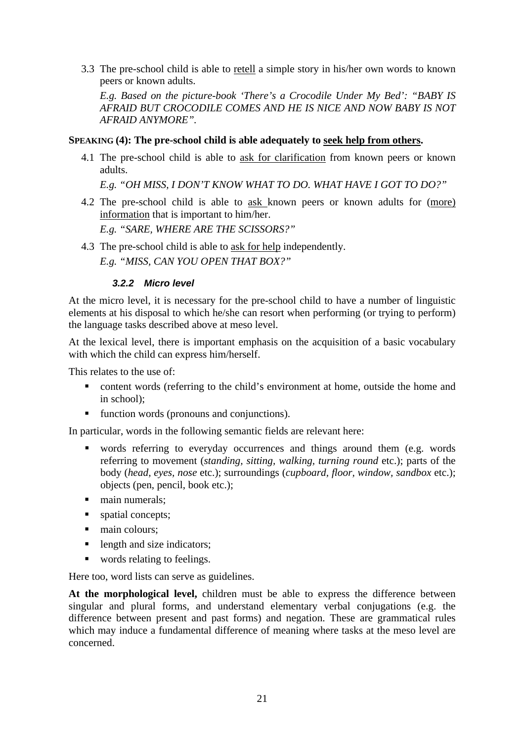3.3 The pre-school child is able to retell a simple story in his/her own words to known peers or known adults.

*E.g. Based on the picture-book 'There's a Crocodile Under My Bed': "BABY IS AFRAID BUT CROCODILE COMES AND HE IS NICE AND NOW BABY IS NOT AFRAID ANYMORE".*

**SPEAKING (4): The pre-school child is able adequately to seek help from others.**

4.1 The pre-school child is able to ask for clarification from known peers or known adults.

*E.g. "OH MISS, I DON'T KNOW WHAT TO DO. WHAT HAVE I GOT TO DO?"*

4.2 The pre-school child is able to ask known peers or known adults for (more) information that is important to him/her.

*E.g. "SARE, WHERE ARE THE SCISSORS?"*

4.3 The pre-school child is able to ask for help independently.

*E.g. "MISS, CAN YOU OPEN THAT BOX?"*

#### *3.2.2 Micro level*

At the micro level, it is necessary for the pre-school child to have a number of linguistic elements at his disposal to which he/she can resort when performing (or trying to perform) the language tasks described above at meso level.

At the lexical level, there is important emphasis on the acquisition of a basic vocabulary with which the child can express him/herself.

This relates to the use of:

- content words (referring to the child's environment at home, outside the home and in school);
- function words (pronouns and conjunctions).

In particular, words in the following semantic fields are relevant here:

- words referring to everyday occurrences and things around them (e.g. words referring to movement (*standing, sitting, walking, turning round* etc.); parts of the body (*head, eyes, nose* etc.); surroundings (*cupboard, floor, window, sandbox* etc.); objects (pen, pencil, book etc.);
- main numerals;
- spatial concepts;
- main colours;
- length and size indicators;
- words relating to feelings.

Here too, word lists can serve as guidelines.

**At the morphological level,** children must be able to express the difference between singular and plural forms, and understand elementary verbal conjugations (e.g. the difference between present and past forms) and negation. These are grammatical rules which may induce a fundamental difference of meaning where tasks at the meso level are concerned.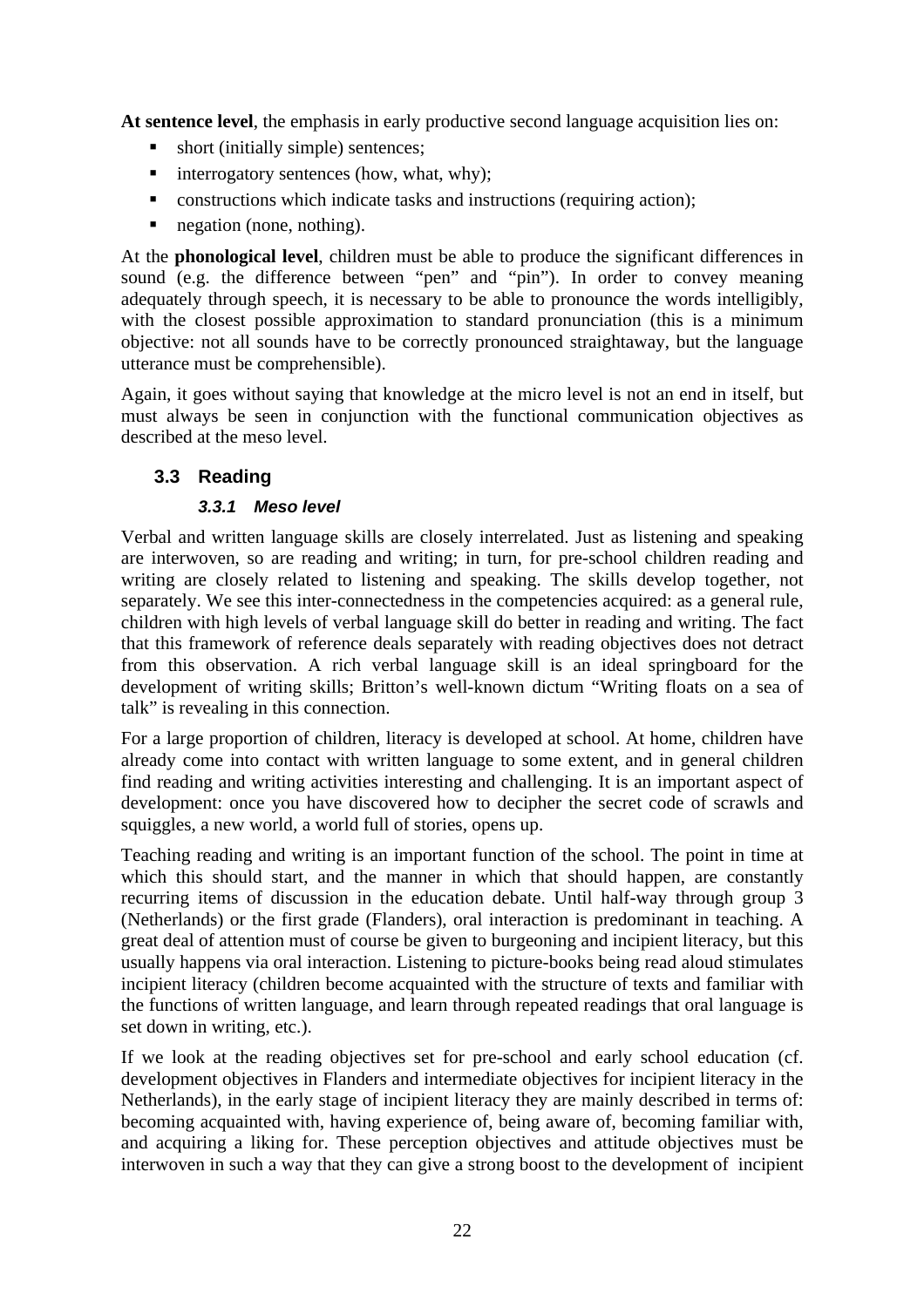**At sentence level**, the emphasis in early productive second language acquisition lies on:

- short (initially simple) sentences;
- interrogatory sentences (how, what, why);
- constructions which indicate tasks and instructions (requiring action);
- negation (none, nothing).

At the **phonological level**, children must be able to produce the significant differences in sound (e.g. the difference between "pen" and "pin"). In order to convey meaning adequately through speech, it is necessary to be able to pronounce the words intelligibly, with the closest possible approximation to standard pronunciation (this is a minimum objective: not all sounds have to be correctly pronounced straightaway, but the language utterance must be comprehensible).

Again, it goes without saying that knowledge at the micro level is not an end in itself, but must always be seen in conjunction with the functional communication objectives as described at the meso level.

## 3.3 Reading

### *3.3.1 Meso level*

Verbal and written language skills are closely interrelated. Just as listening and speaking are interwoven, so are reading and writing; in turn, for pre-school children reading and writing are closely related to listening and speaking. The skills develop together, not separately. We see this inter-connectedness in the competencies acquired: as a general rule, children with high levels of verbal language skill do better in reading and writing. The fact that this framework of reference deals separately with reading objectives does not detract from this observation. A rich verbal language skill is an ideal springboard for the development of writing skills; Britton's well-known dictum "Writing floats on a sea of talk" is revealing in this connection.

For a large proportion of children, literacy is developed at school. At home, children have already come into contact with written language to some extent, and in general children find reading and writing activities interesting and challenging. It is an important aspect of development: once you have discovered how to decipher the secret code of scrawls and squiggles, a new world, a world full of stories, opens up.

Teaching reading and writing is an important function of the school. The point in time at which this should start, and the manner in which that should happen, are constantly recurring items of discussion in the education debate. Until half-way through group 3 (Netherlands) or the first grade (Flanders), oral interaction is predominant in teaching. A great deal of attention must of course be given to burgeoning and incipient literacy, but this usually happens via oral interaction. Listening to picture-books being read aloud stimulates incipient literacy (children become acquainted with the structure of texts and familiar with the functions of written language, and learn through repeated readings that oral language is set down in writing, etc.).

If we look at the reading objectives set for pre-school and early school education (cf. development objectives in Flanders and intermediate objectives for incipient literacy in the Netherlands), in the early stage of incipient literacy they are mainly described in terms of: becoming acquainted with, having experience of, being aware of, becoming familiar with, and acquiring a liking for. These perception objectives and attitude objectives must be interwoven in such a way that they can give a strong boost to the development of incipient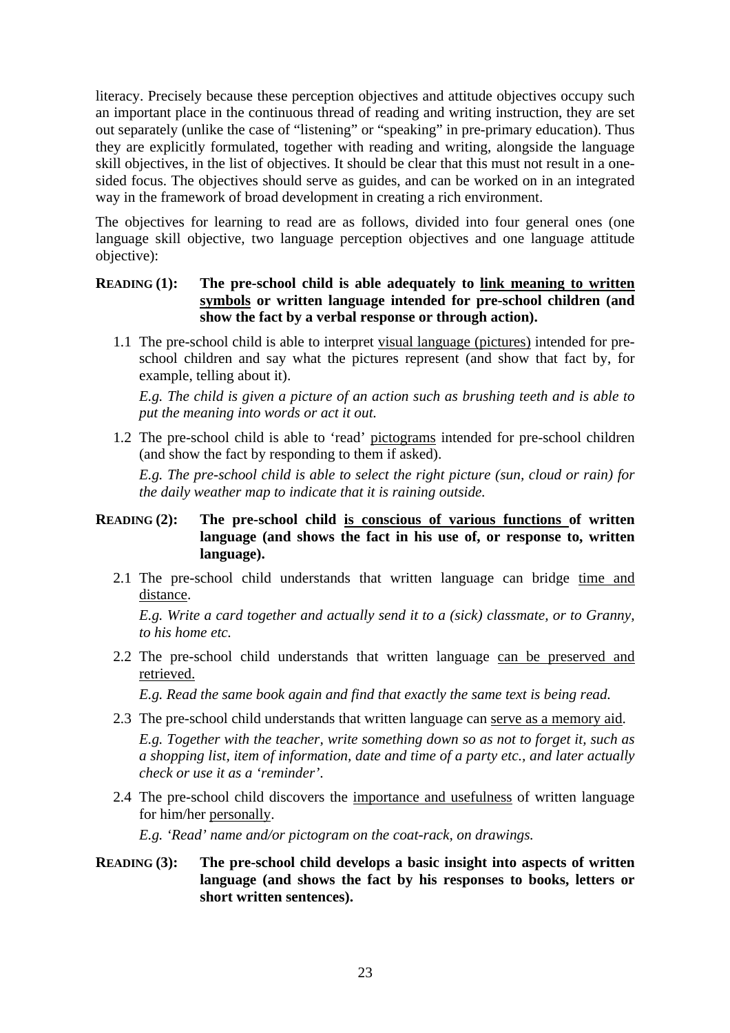literacy. Precisely because these perception objectives and attitude objectives occupy such an important place in the continuous thread of reading and writing instruction, they are set out separately (unlike the case of "listening" or "speaking" in pre-primary education). Thus they are explicitly formulated, together with reading and writing, alongside the language skill objectives, in the list of objectives. It should be clear that this must not result in a one-sided focus. The objectives should serve as guides, and can be worked on in an integrated way in the framework of broad development in creating a rich environment.

The objectives for learning to read are as follows, divided into four general ones (one language skill objective, two language perception objectives and one language attitude objective):

**READING (1): The pre-school child is able adequately to link meaning to written symbols or written language intended for pre-school children (and show the fact by a verbal response or through action).**

1.1 The pre-school child is able to interpret visual language (pictures) intended for pre-school children and say what the pictures represent (and show that fact by, for example, telling about it).

*E.g. The child is given a picture of an action such as brushing teeth and is able to put the meaning into words or act it out.*

1.2 The pre-school child is able to 'read' pictograms intended for pre-school children (and show the fact by responding to them if asked).

*E.g. The pre-school child is able to select the right picture (sun, cloud or rain) for the daily weather map to indicate that it is raining outside.*

**READING (2): The pre-school child is conscious of various functions of written language (and shows the fact in his use of, or response to, written language).**

2.1 The pre-school child understands that written language can bridge time and distance.

*E.g. Write a card together and actually send it to a (sick) classmate, or to Granny, to his home etc.*

2.2 The pre-school child understands that written language can be preserved and retrieved.

*E.g. Read the same book again and find that exactly the same text is being read.*

2.3 The pre-school child understands that written language can serve as a memory aid.

*E.g. Together with the teacher, write something down so as not to forget it, such as a shopping list, item of information, date and time of a party etc., and later actually check or use it as a 'reminder'.*

2.4 The pre-school child discovers the importance and usefulness of written language for him/her personally.

*E.g. 'Read' name and/or pictogram on the coat-rack, on drawings.*

**READING (3): The pre-school child develops a basic insight into aspects of written language (and shows the fact by his responses to books, letters or short written sentences).**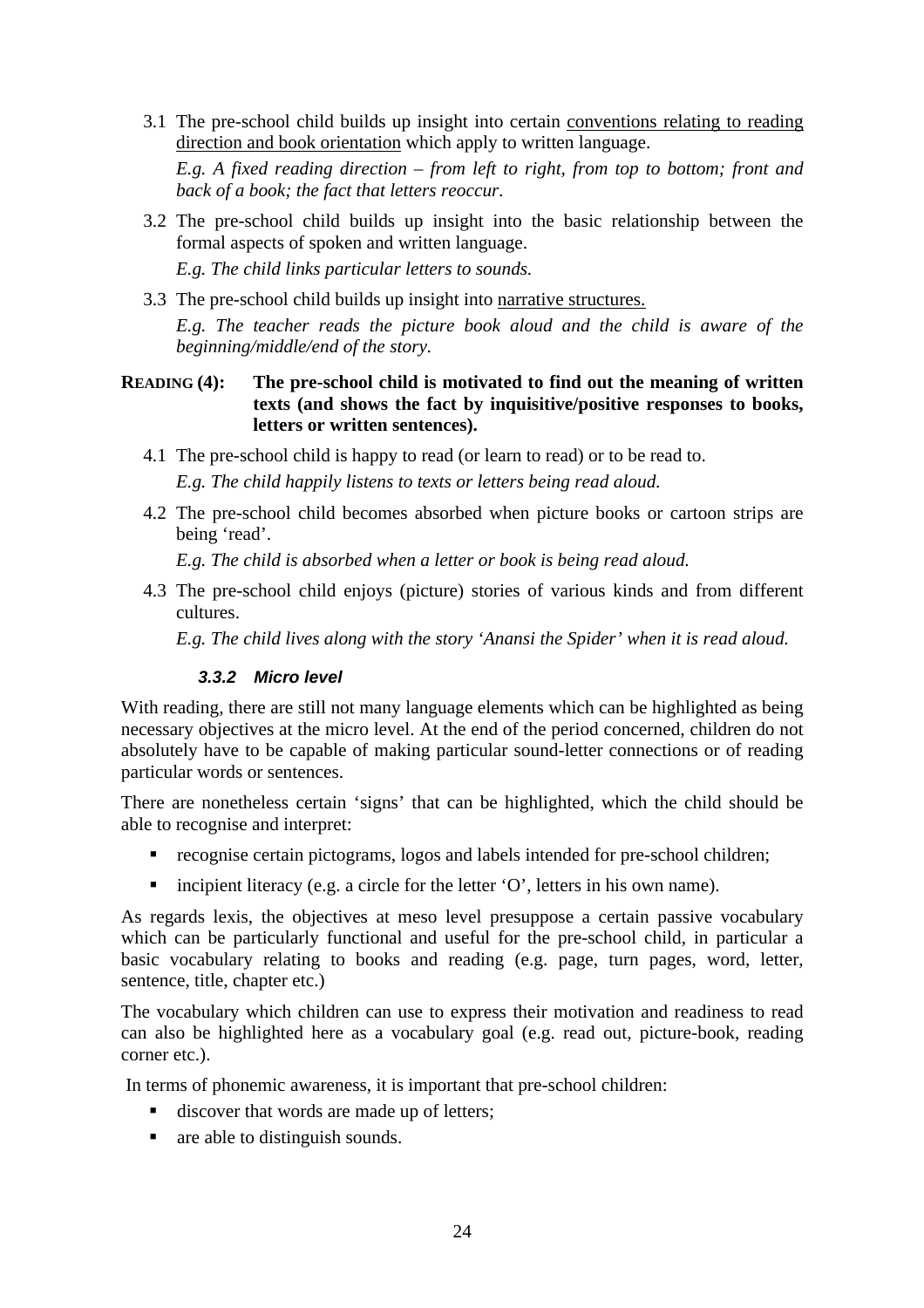3.1 The pre-school child builds up insight into certain conventions relating to reading direction and book orientation which apply to written language.

*E.g. A fixed reading direction – from left to right, from top to bottom; front and back of a book; the fact that letters reoccur.*

3.2 The pre-school child builds up insight into the basic relationship between the formal aspects of spoken and written language.

*E.g. The child links particular letters to sounds.*

3.3 The pre-school child builds up insight into narrative structures.

*E.g. The teacher reads the picture book aloud and the child is aware of the beginning/middle/end of the story.*

**READING (4): The pre-school child is motivated to find out the meaning of written texts (and shows the fact by inquisitive/positive responses to books, letters or written sentences).**

4.1 The pre-school child is happy to read (or learn to read) or to be read to.

*E.g. The child happily listens to texts or letters being read aloud.*

4.2 The pre-school child becomes absorbed when picture books or cartoon strips are being 'read'.

*E.g. The child is absorbed when a letter or book is being read aloud.*

4.3 The pre-school child enjoys (picture) stories of various kinds and from different cultures.

*E.g. The child lives along with the story 'Anansi the Spider' when it is read aloud.*

### 3.3.2 Micro level

With reading, there are still not many language elements which can be highlighted as being necessary objectives at the micro level. At the end of the period concerned, children do not absolutely have to be capable of making particular sound-letter connections or of reading particular words or sentences.

There are nonetheless certain 'signs' that can be highlighted, which the child should be able to recognise and interpret:

- recognise certain pictograms, logos and labels intended for pre-school children;
- incipient literacy (e.g. a circle for the letter 'O', letters in his own name).

As regards lexis, the objectives at meso level presuppose a certain passive vocabulary which can be particularly functional and useful for the pre-school child, in particular a basic vocabulary relating to books and reading (e.g. page, turn pages, word, letter, sentence, title, chapter etc.)

The vocabulary which children can use to express their motivation and readiness to read can also be highlighted here as a vocabulary goal (e.g. read out, picture-book, reading corner etc.).

In terms of phonemic awareness, it is important that pre-school children:

- discover that words are made up of letters;
- are able to distinguish sounds.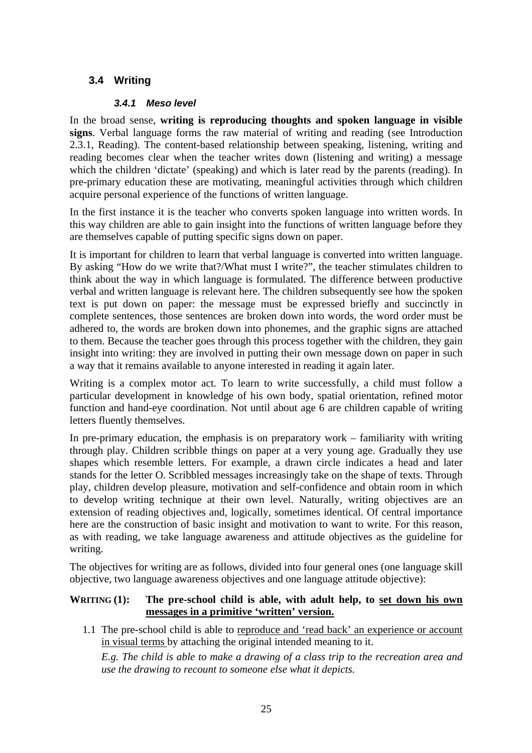## 3.4 Writing

### *3.4.1 Meso level*

In the broad sense, **writing is reproducing thoughts and spoken language in visible signs**. Verbal language forms the raw material of writing and reading (see Introduction 2.3.1, Reading). The content-based relationship between speaking, listening, writing and reading becomes clear when the teacher writes down (listening and writing) a message which the children 'dictate' (speaking) and which is later read by the parents (reading). In pre-primary education these are motivating, meaningful activities through which children acquire personal experience of the functions of written language.

In the first instance it is the teacher who converts spoken language into written words. In this way children are able to gain insight into the functions of written language before they are themselves capable of putting specific signs down on paper.

It is important for children to learn that verbal language is converted into written language. By asking "How do we write that?/What must I write?", the teacher stimulates children to think about the way in which language is formulated. The difference between productive verbal and written language is relevant here. The children subsequently see how the spoken text is put down on paper: the message must be expressed briefly and succinctly in complete sentences, those sentences are broken down into words, the word order must be adhered to, the words are broken down into phonemes, and the graphic signs are attached to them. Because the teacher goes through this process together with the children, they gain insight into writing: they are involved in putting their own message down on paper in such a way that it remains available to anyone interested in reading it again later.

Writing is a complex motor act. To learn to write successfully, a child must follow a particular development in knowledge of his own body, spatial orientation, refined motor function and hand-eye coordination. Not until about age 6 are children capable of writing letters fluently themselves.

In pre-primary education, the emphasis is on preparatory work – familiarity with writing through play. Children scribble things on paper at a very young age. Gradually they use shapes which resemble letters. For example, a drawn circle indicates a head and later stands for the letter O. Scribbled messages increasingly take on the shape of texts. Through play, children develop pleasure, motivation and self-confidence and obtain room in which to develop writing technique at their own level. Naturally, writing objectives are an extension of reading objectives and, logically, sometimes identical. Of central importance here are the construction of basic insight and motivation to want to write. For this reason, as with reading, we take language awareness and attitude objectives as the guideline for writing.

The objectives for writing are as follows, divided into four general ones (one language skill objective, two language awareness objectives and one language attitude objective):

**WRITING (1): The pre-school child is able, with adult help, to set down his own messages in a primitive 'written' version.**

1.1 The pre-school child is able to reproduce and 'read back' an experience or account in visual terms by attaching the original intended meaning to it.

*E.g. The child is able to make a drawing of a class trip to the recreation area and use the drawing to recount to someone else what it depicts.*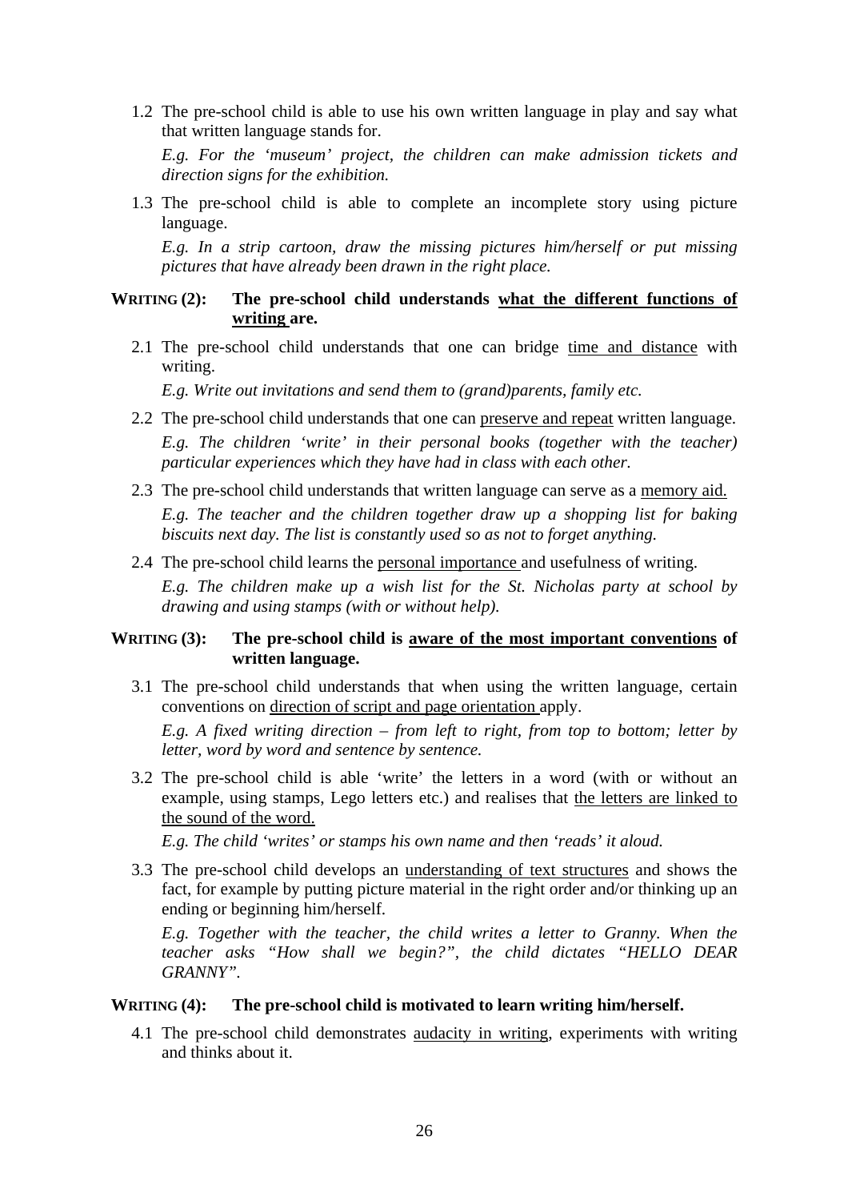1.2 The pre-school child is able to use his own written language in play and say what that written language stands for.

*E.g. For the 'museum' project, the children can make admission tickets and direction signs for the exhibition.*

1.3 The pre-school child is able to complete an incomplete story using picture language.

*E.g. In a strip cartoon, draw the missing pictures him/herself or put missing pictures that have already been drawn in the right place.*

**WRITING (2): The pre-school child understands <u>what the different functions of writing</u> are.**

2.1 The pre-school child understands that one can bridge <u>time and distance</u> with writing.

*E.g. Write out invitations and send them to (grand)parents, family etc.*

2.2 The pre-school child understands that one can <u>preserve and repeat</u> written language.

*E.g. The children 'write' in their personal books (together with the teacher) particular experiences which they have had in class with each other.*

2.3 The pre-school child understands that written language can serve as a <u>memory aid.</u>

*E.g. The teacher and the children together draw up a shopping list for baking biscuits next day. The list is constantly used so as not to forget anything.*

2.4 The pre-school child learns the <u>personal importance</u> and usefulness of writing.

*E.g. The children make up a wish list for the St. Nicholas party at school by drawing and using stamps (with or without help).*

**WRITING (3): The pre-school child is <u>aware of the most important conventions</u> of written language.**

3.1 The pre-school child understands that when using the written language, certain conventions on <u>direction of script and page orientation</u> apply.

*E.g. A fixed writing direction – from left to right, from top to bottom; letter by letter, word by word and sentence by sentence.*

3.2 The pre-school child is able 'write' the letters in a word (with or without an example, using stamps, Lego letters etc.) and realises that <u>the letters are linked to the sound of the word.</u>

*E.g. The child 'writes' or stamps his own name and then 'reads' it aloud.*

3.3 The pre-school child develops an <u>understanding of text structures</u> and shows the fact, for example by putting picture material in the right order and/or thinking up an ending or beginning him/herself.

*E.g. Together with the teacher, the child writes a letter to Granny. When the teacher asks "How shall we begin?", the child dictates "HELLO DEAR GRANNY".*

**WRITING (4): The pre-school child is motivated to learn writing him/herself.**

4.1 The pre-school child demonstrates <u>audacity in writing</u>, experiments with writing and thinks about it.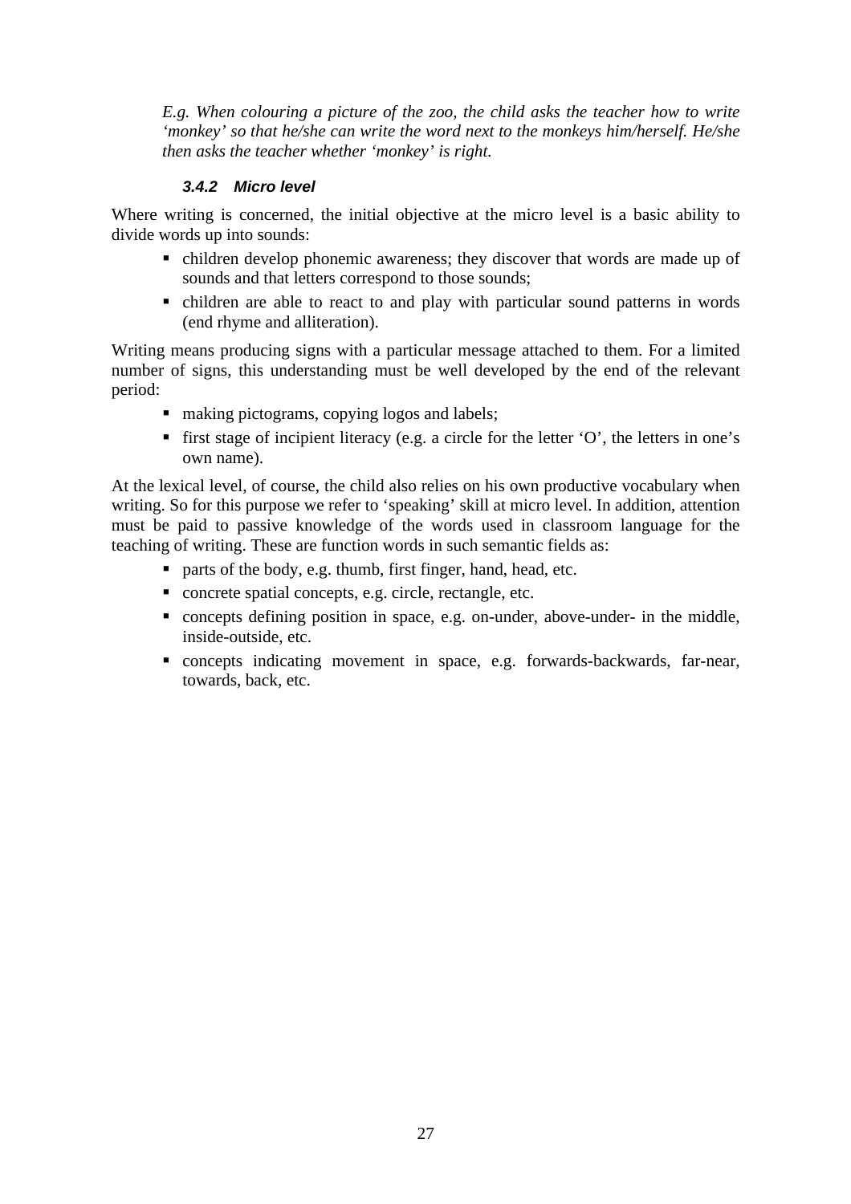*E.g. When colouring a picture of the zoo, the child asks the teacher how to write 'monkey' so that he/she can write the word next to the monkeys him/herself. He/she then asks the teacher whether 'monkey' is right.*

#### *3.4.2 Micro level*

Where writing is concerned, the initial objective at the micro level is a basic ability to divide words up into sounds:

- children develop phonemic awareness; they discover that words are made up of sounds and that letters correspond to those sounds;
- children are able to react to and play with particular sound patterns in words (end rhyme and alliteration).

Writing means producing signs with a particular message attached to them. For a limited number of signs, this understanding must be well developed by the end of the relevant period:

- making pictograms, copying logos and labels;
- first stage of incipient literacy (e.g. a circle for the letter 'O', the letters in one's own name).

At the lexical level, of course, the child also relies on his own productive vocabulary when writing. So for this purpose we refer to 'speaking' skill at micro level. In addition, attention must be paid to passive knowledge of the words used in classroom language for the teaching of writing. These are function words in such semantic fields as:

- parts of the body, e.g. thumb, first finger, hand, head, etc.
- concrete spatial concepts, e.g. circle, rectangle, etc.
- concepts defining position in space, e.g. on-under, above-under- in the middle, inside-outside, etc.
- concepts indicating movement in space, e.g. forwards-backwards, far-near, towards, back, etc.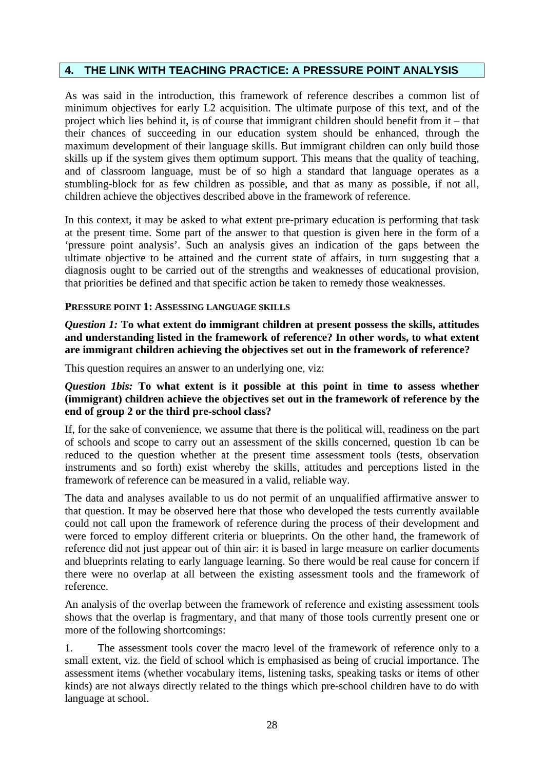## 4. THE LINK WITH TEACHING PRACTICE: A PRESSURE POINT ANALYSIS

As was said in the introduction, this framework of reference describes a common list of minimum objectives for early L2 acquisition. The ultimate purpose of this text, and of the project which lies behind it, is of course that immigrant children should benefit from it – that their chances of succeeding in our education system should be enhanced, through the maximum development of their language skills. But immigrant children can only build those skills up if the system gives them optimum support. This means that the quality of teaching, and of classroom language, must be of so high a standard that language operates as a stumbling-block for as few children as possible, and that as many as possible, if not all, children achieve the objectives described above in the framework of reference.

In this context, it may be asked to what extent pre-primary education is performing that task at the present time. Some part of the answer to that question is given here in the form of a 'pressure point analysis'. Such an analysis gives an indication of the gaps between the ultimate objective to be attained and the current state of affairs, in turn suggesting that a diagnosis ought to be carried out of the strengths and weaknesses of educational provision, that priorities be defined and that specific action be taken to remedy those weaknesses.

#### PRESSURE POINT 1: ASSESSING LANGUAGE SKILLS

***Question 1:* To what extent do immigrant children at present possess the skills, attitudes and understanding listed in the framework of reference? In other words, to what extent are immigrant children achieving the objectives set out in the framework of reference?**

This question requires an answer to an underlying one, viz:

***Question 1bis:* To what extent is it possible at this point in time to assess whether (immigrant) children achieve the objectives set out in the framework of reference by the end of group 2 or the third pre-school class?**

If, for the sake of convenience, we assume that there is the political will, readiness on the part of schools and scope to carry out an assessment of the skills concerned, question 1b can be reduced to the question whether at the present time assessment tools (tests, observation instruments and so forth) exist whereby the skills, attitudes and perceptions listed in the framework of reference can be measured in a valid, reliable way.

The data and analyses available to us do not permit of an unqualified affirmative answer to that question. It may be observed here that those who developed the tests currently available could not call upon the framework of reference during the process of their development and were forced to employ different criteria or blueprints. On the other hand, the framework of reference did not just appear out of thin air: it is based in large measure on earlier documents and blueprints relating to early language learning. So there would be real cause for concern if there were no overlap at all between the existing assessment tools and the framework of reference.

An analysis of the overlap between the framework of reference and existing assessment tools shows that the overlap is fragmentary, and that many of those tools currently present one or more of the following shortcomings:

1. The assessment tools cover the macro level of the framework of reference only to a small extent, viz. the field of school which is emphasised as being of crucial importance. The assessment items (whether vocabulary items, listening tasks, speaking tasks or items of other kinds) are not always directly related to the things which pre-school children have to do with language at school.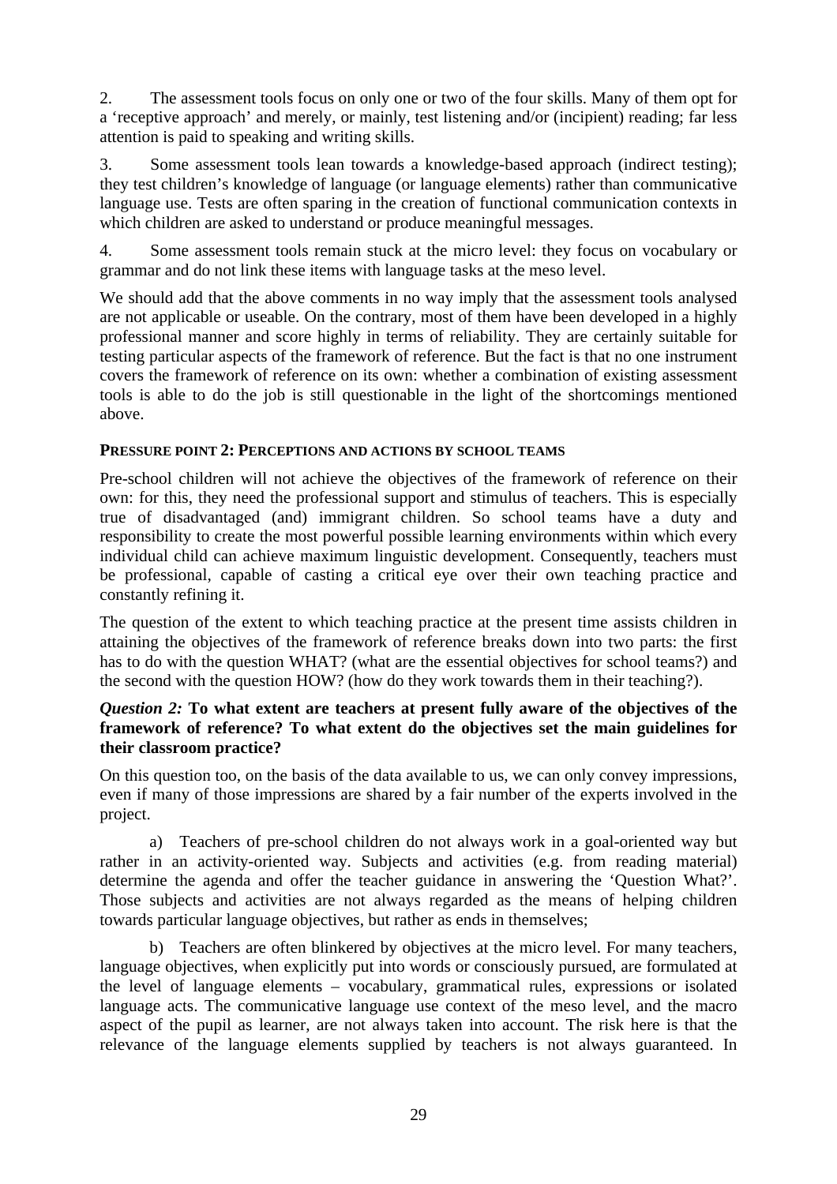2. The assessment tools focus on only one or two of the four skills. Many of them opt for a 'receptive approach' and merely, or mainly, test listening and/or (incipient) reading; far less attention is paid to speaking and writing skills.

3. Some assessment tools lean towards a knowledge-based approach (indirect testing); they test children's knowledge of language (or language elements) rather than communicative language use. Tests are often sparing in the creation of functional communication contexts in which children are asked to understand or produce meaningful messages.

4. Some assessment tools remain stuck at the micro level: they focus on vocabulary or grammar and do not link these items with language tasks at the meso level.

We should add that the above comments in no way imply that the assessment tools analysed are not applicable or useable. On the contrary, most of them have been developed in a highly professional manner and score highly in terms of reliability. They are certainly suitable for testing particular aspects of the framework of reference. But the fact is that no one instrument covers the framework of reference on its own: whether a combination of existing assessment tools is able to do the job is still questionable in the light of the shortcomings mentioned above.

#### PRESSURE POINT 2: PERCEPTIONS AND ACTIONS BY SCHOOL TEAMS

Pre-school children will not achieve the objectives of the framework of reference on their own: for this, they need the professional support and stimulus of teachers. This is especially true of disadvantaged (and) immigrant children. So school teams have a duty and responsibility to create the most powerful possible learning environments within which every individual child can achieve maximum linguistic development. Consequently, teachers must be professional, capable of casting a critical eye over their own teaching practice and constantly refining it.

The question of the extent to which teaching practice at the present time assists children in attaining the objectives of the framework of reference breaks down into two parts: the first has to do with the question WHAT? (what are the essential objectives for school teams?) and the second with the question HOW? (how do they work towards them in their teaching?).

***Question 2:* To what extent are teachers at present fully aware of the objectives of the framework of reference? To what extent do the objectives set the main guidelines for their classroom practice?**

On this question too, on the basis of the data available to us, we can only convey impressions, even if many of those impressions are shared by a fair number of the experts involved in the project.

a) Teachers of pre-school children do not always work in a goal-oriented way but rather in an activity-oriented way. Subjects and activities (e.g. from reading material) determine the agenda and offer the teacher guidance in answering the 'Question What?'. Those subjects and activities are not always regarded as the means of helping children towards particular language objectives, but rather as ends in themselves;

b) Teachers are often blinkered by objectives at the micro level. For many teachers, language objectives, when explicitly put into words or consciously pursued, are formulated at the level of language elements – vocabulary, grammatical rules, expressions or isolated language acts. The communicative language use context of the meso level, and the macro aspect of the pupil as learner, are not always taken into account. The risk here is that the relevance of the language elements supplied by teachers is not always guaranteed. In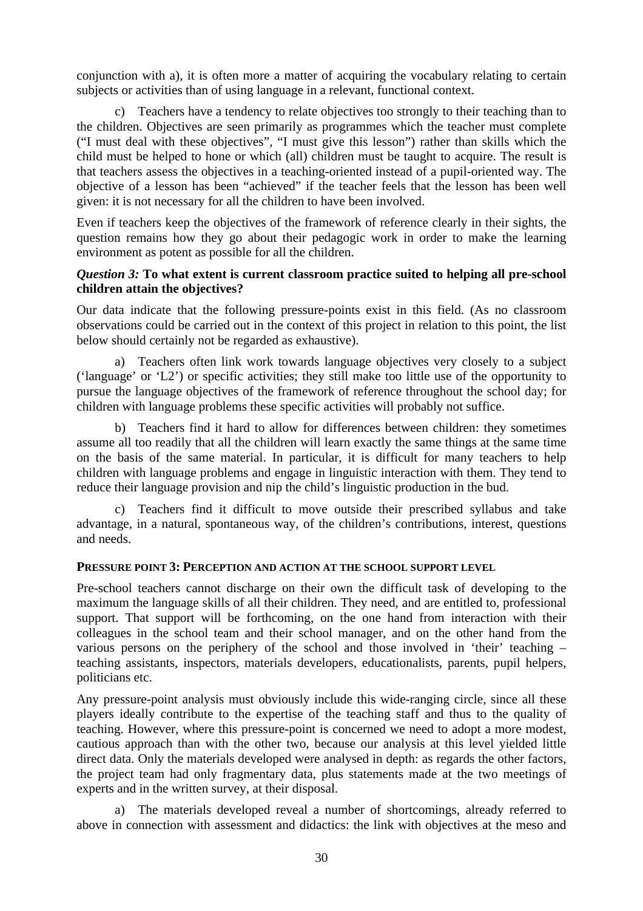conjunction with a), it is often more a matter of acquiring the vocabulary relating to certain subjects or activities than of using language in a relevant, functional context.

c) Teachers have a tendency to relate objectives too strongly to their teaching than to the children. Objectives are seen primarily as programmes which the teacher must complete ("I must deal with these objectives", "I must give this lesson") rather than skills which the child must be helped to hone or which (all) children must be taught to acquire. The result is that teachers assess the objectives in a teaching-oriented instead of a pupil-oriented way. The objective of a lesson has been "achieved" if the teacher feels that the lesson has been well given: it is not necessary for all the children to have been involved.

Even if teachers keep the objectives of the framework of reference clearly in their sights, the question remains how they go about their pedagogic work in order to make the learning environment as potent as possible for all the children.

***Question 3:* To what extent is current classroom practice suited to helping all pre-school children attain the objectives?**

Our data indicate that the following pressure-points exist in this field. (As no classroom observations could be carried out in the context of this project in relation to this point, the list below should certainly not be regarded as exhaustive).

a) Teachers often link work towards language objectives very closely to a subject ('language' or 'L2') or specific activities; they still make too little use of the opportunity to pursue the language objectives of the framework of reference throughout the school day; for children with language problems these specific activities will probably not suffice.

b) Teachers find it hard to allow for differences between children: they sometimes assume all too readily that all the children will learn exactly the same things at the same time on the basis of the same material. In particular, it is difficult for many teachers to help children with language problems and engage in linguistic interaction with them. They tend to reduce their language provision and nip the child's linguistic production in the bud.

c) Teachers find it difficult to move outside their prescribed syllabus and take advantage, in a natural, spontaneous way, of the children's contributions, interest, questions and needs.

**PRESSURE POINT 3: PERCEPTION AND ACTION AT THE SCHOOL SUPPORT LEVEL**

Pre-school teachers cannot discharge on their own the difficult task of developing to the maximum the language skills of all their children. They need, and are entitled to, professional support. That support will be forthcoming, on the one hand from interaction with their colleagues in the school team and their school manager, and on the other hand from the various persons on the periphery of the school and those involved in 'their' teaching – teaching assistants, inspectors, materials developers, educationalists, parents, pupil helpers, politicians etc.

Any pressure-point analysis must obviously include this wide-ranging circle, since all these players ideally contribute to the expertise of the teaching staff and thus to the quality of teaching. However, where this pressure-point is concerned we need to adopt a more modest, cautious approach than with the other two, because our analysis at this level yielded little direct data. Only the materials developed were analysed in depth: as regards the other factors, the project team had only fragmentary data, plus statements made at the two meetings of experts and in the written survey, at their disposal.

a) The materials developed reveal a number of shortcomings, already referred to above in connection with assessment and didactics: the link with objectives at the meso and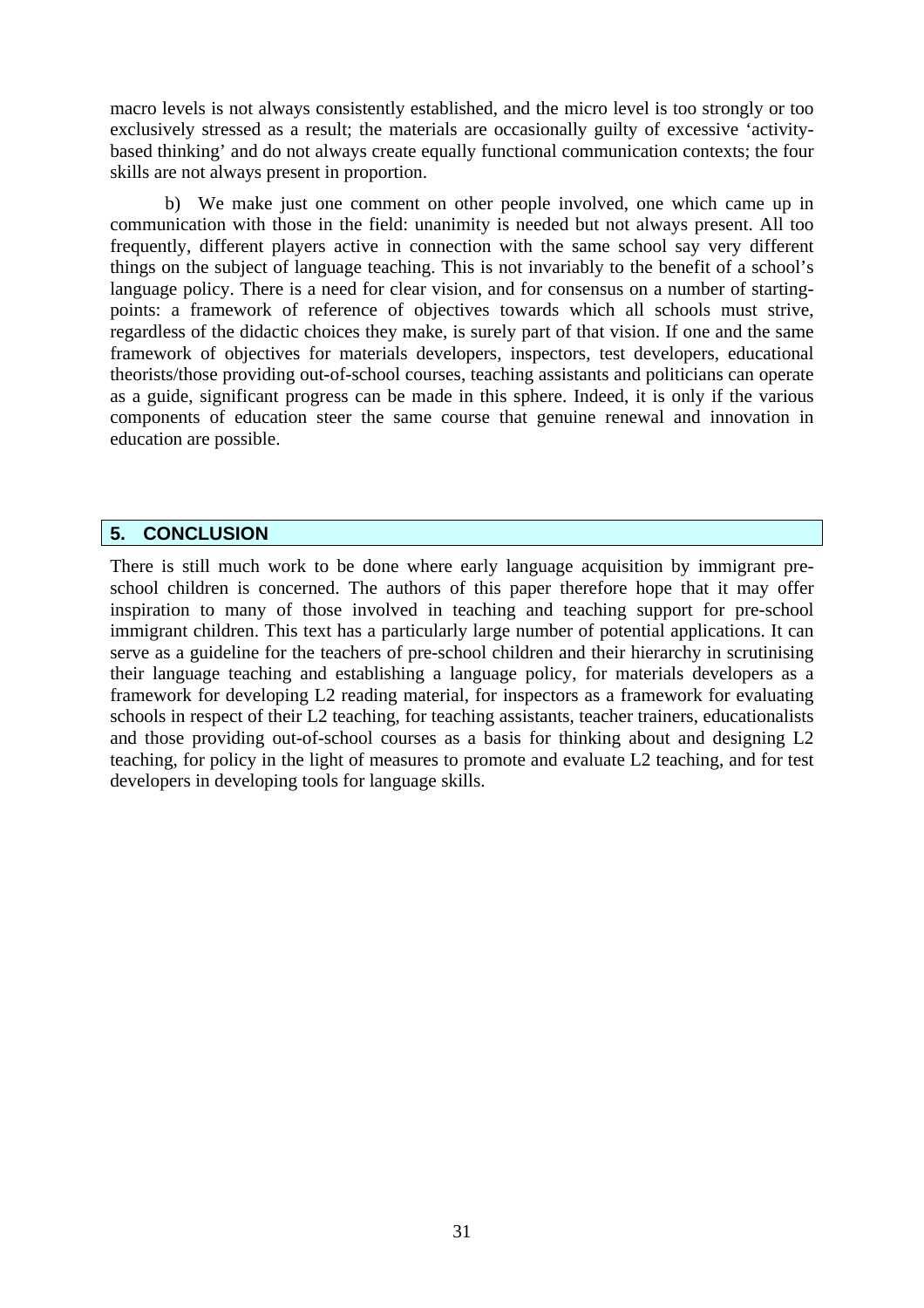macro levels is not always consistently established, and the micro level is too strongly or too exclusively stressed as a result; the materials are occasionally guilty of excessive 'activity-based thinking' and do not always create equally functional communication contexts; the four skills are not always present in proportion.

b) We make just one comment on other people involved, one which came up in communication with those in the field: unanimity is needed but not always present. All too frequently, different players active in connection with the same school say very different things on the subject of language teaching. This is not invariably to the benefit of a school's language policy. There is a need for clear vision, and for consensus on a number of starting-points: a framework of reference of objectives towards which all schools must strive, regardless of the didactic choices they make, is surely part of that vision. If one and the same framework of objectives for materials developers, inspectors, test developers, educational theorists/those providing out-of-school courses, teaching assistants and politicians can operate as a guide, significant progress can be made in this sphere. Indeed, it is only if the various components of education steer the same course that genuine renewal and innovation in education are possible.

## 5. CONCLUSION

There is still much work to be done where early language acquisition by immigrant pre-school children is concerned. The authors of this paper therefore hope that it may offer inspiration to many of those involved in teaching and teaching support for pre-school immigrant children. This text has a particularly large number of potential applications. It can serve as a guideline for the teachers of pre-school children and their hierarchy in scrutinising their language teaching and establishing a language policy, for materials developers as a framework for developing L2 reading material, for inspectors as a framework for evaluating schools in respect of their L2 teaching, for teaching assistants, teacher trainers, educationalists and those providing out-of-school courses as a basis for thinking about and designing L2 teaching, for policy in the light of measures to promote and evaluate L2 teaching, and for test developers in developing tools for language skills.